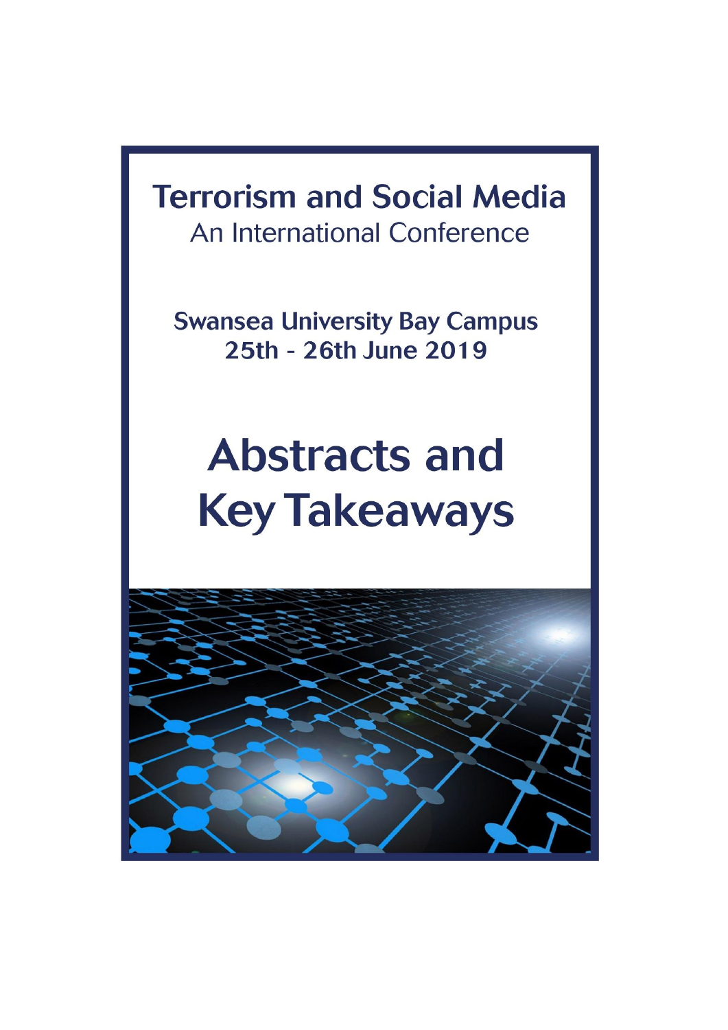# Terrorism and Social Media

An International Conference

**Swansea University Bay Campus**
**25th - 26th June 2019**

# Abstracts and Key Takeaways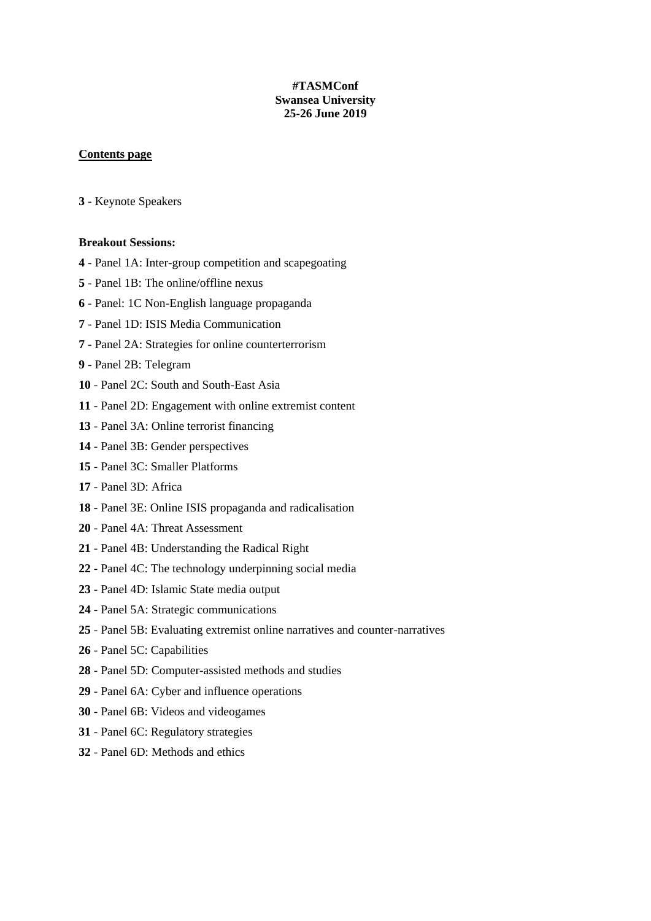**#TASMConf**
**Swansea University**
**25-26 June 2019**

**Contents page**

**3** - Keynote Speakers

**Breakout Sessions:**

**4** - Panel 1A: Inter-group competition and scapegoating

**5** - Panel 1B: The online/offline nexus

**6** - Panel: 1C Non-English language propaganda

**7** - Panel 1D: ISIS Media Communication

**7** - Panel 2A: Strategies for online counterterrorism

**9** - Panel 2B: Telegram

**10** - Panel 2C: South and South-East Asia

**11** - Panel 2D: Engagement with online extremist content

**13** - Panel 3A: Online terrorist financing

**14** - Panel 3B: Gender perspectives

**15** - Panel 3C: Smaller Platforms

**17** - Panel 3D: Africa

**18** - Panel 3E: Online ISIS propaganda and radicalisation

**20** - Panel 4A: Threat Assessment

**21** - Panel 4B: Understanding the Radical Right

**22** - Panel 4C: The technology underpinning social media

**23** - Panel 4D: Islamic State media output

**24** - Panel 5A: Strategic communications

**25** - Panel 5B: Evaluating extremist online narratives and counter-narratives

**26** - Panel 5C: Capabilities

**28** - Panel 5D: Computer-assisted methods and studies

**29** - Panel 6A: Cyber and influence operations

**30** - Panel 6B: Videos and videogames

**31** - Panel 6C: Regulatory strategies

**32** - Panel 6D: Methods and ethics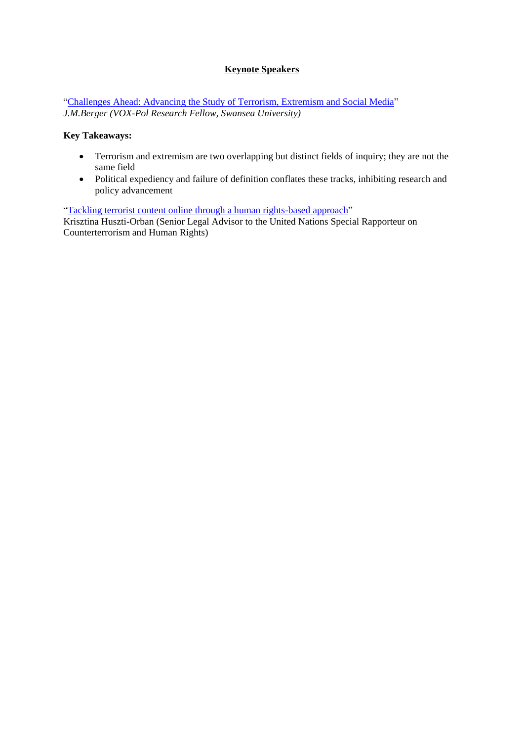## Keynote Speakers

"Challenges Ahead: Advancing the Study of Terrorism, Extremism and Social Media"
*J.M.Berger (VOX-Pol Research Fellow, Swansea University)*

**Key Takeaways:**

- Terrorism and extremism are two overlapping but distinct fields of inquiry; they are not the same field
- Political expediency and failure of definition conflates these tracks, inhibiting research and policy advancement

"Tackling terrorist content online through a human rights-based approach"
Krisztina Huszti-Orban (Senior Legal Advisor to the United Nations Special Rapporteur on Counterterrorism and Human Rights)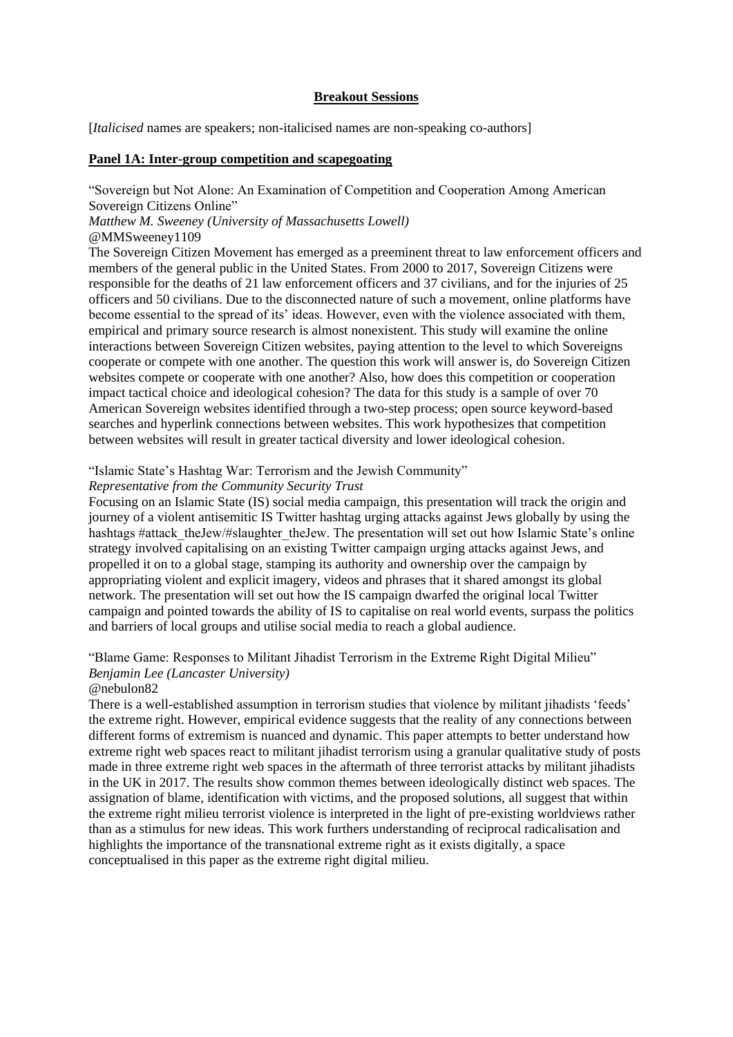**Breakout Sessions**

[*Italicised* names are speakers; non-italicised names are non-speaking co-authors]

**Panel 1A: Inter-group competition and scapegoating**

"Sovereign but Not Alone: An Examination of Competition and Cooperation Among American Sovereign Citizens Online"
*Matthew M. Sweeney (University of Massachusetts Lowell)*
@MMSweeney1109

The Sovereign Citizen Movement has emerged as a preeminent threat to law enforcement officers and members of the general public in the United States. From 2000 to 2017, Sovereign Citizens were responsible for the deaths of 21 law enforcement officers and 37 civilians, and for the injuries of 25 officers and 50 civilians. Due to the disconnected nature of such a movement, online platforms have become essential to the spread of its' ideas. However, even with the violence associated with them, empirical and primary source research is almost nonexistent. This study will examine the online interactions between Sovereign Citizen websites, paying attention to the level to which Sovereigns cooperate or compete with one another. The question this work will answer is, do Sovereign Citizen websites compete or cooperate with one another? Also, how does this competition or cooperation impact tactical choice and ideological cohesion? The data for this study is a sample of over 70 American Sovereign websites identified through a two-step process; open source keyword-based searches and hyperlink connections between websites. This work hypothesizes that competition between websites will result in greater tactical diversity and lower ideological cohesion.

"Islamic State's Hashtag War: Terrorism and the Jewish Community"
*Representative from the Community Security Trust*

Focusing on an Islamic State (IS) social media campaign, this presentation will track the origin and journey of a violent antisemitic IS Twitter hashtag urging attacks against Jews globally by using the hashtags #attack_theJew/#slaughter_theJew. The presentation will set out how Islamic State's online strategy involved capitalising on an existing Twitter campaign urging attacks against Jews, and propelled it on to a global stage, stamping its authority and ownership over the campaign by appropriating violent and explicit imagery, videos and phrases that it shared amongst its global network. The presentation will set out how the IS campaign dwarfed the original local Twitter campaign and pointed towards the ability of IS to capitalise on real world events, surpass the politics and barriers of local groups and utilise social media to reach a global audience.

"Blame Game: Responses to Militant Jihadist Terrorism in the Extreme Right Digital Milieu"
*Benjamin Lee (Lancaster University)*
@nebulon82

There is a well-established assumption in terrorism studies that violence by militant jihadists 'feeds' the extreme right. However, empirical evidence suggests that the reality of any connections between different forms of extremism is nuanced and dynamic. This paper attempts to better understand how extreme right web spaces react to militant jihadist terrorism using a granular qualitative study of posts made in three extreme right web spaces in the aftermath of three terrorist attacks by militant jihadists in the UK in 2017. The results show common themes between ideologically distinct web spaces. The assignation of blame, identification with victims, and the proposed solutions, all suggest that within the extreme right milieu terrorist violence is interpreted in the light of pre-existing worldviews rather than as a stimulus for new ideas. This work furthers understanding of reciprocal radicalisation and highlights the importance of the transnational extreme right as it exists digitally, a space conceptualised in this paper as the extreme right digital milieu.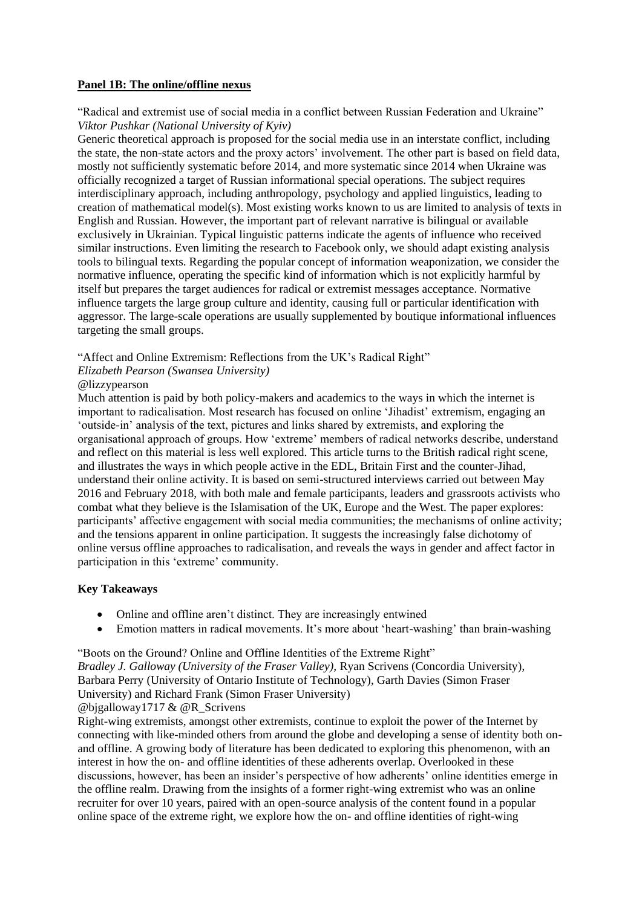## Panel 1B: The online/offline nexus

"Radical and extremist use of social media in a conflict between Russian Federation and Ukraine"
*Viktor Pushkar (National University of Kyiv)*

Generic theoretical approach is proposed for the social media use in an interstate conflict, including the state, the non-state actors and the proxy actors' involvement. The other part is based on field data, mostly not sufficiently systematic before 2014, and more systematic since 2014 when Ukraine was officially recognized a target of Russian informational special operations. The subject requires interdisciplinary approach, including anthropology, psychology and applied linguistics, leading to creation of mathematical model(s). Most existing works known to us are limited to analysis of texts in English and Russian. However, the important part of relevant narrative is bilingual or available exclusively in Ukrainian. Typical linguistic patterns indicate the agents of influence who received similar instructions. Even limiting the research to Facebook only, we should adapt existing analysis tools to bilingual texts. Regarding the popular concept of information weaponization, we consider the normative influence, operating the specific kind of information which is not explicitly harmful by itself but prepares the target audiences for radical or extremist messages acceptance. Normative influence targets the large group culture and identity, causing full or particular identification with aggressor. The large-scale operations are usually supplemented by boutique informational influences targeting the small groups.

"Affect and Online Extremism: Reflections from the UK's Radical Right"
*Elizabeth Pearson (Swansea University)*
@lizzypearson

Much attention is paid by both policy-makers and academics to the ways in which the internet is important to radicalisation. Most research has focused on online 'Jihadist' extremism, engaging an 'outside-in' analysis of the text, pictures and links shared by extremists, and exploring the organisational approach of groups. How 'extreme' members of radical networks describe, understand and reflect on this material is less well explored. This article turns to the British radical right scene, and illustrates the ways in which people active in the EDL, Britain First and the counter-Jihad, understand their online activity. It is based on semi-structured interviews carried out between May 2016 and February 2018, with both male and female participants, leaders and grassroots activists who combat what they believe is the Islamisation of the UK, Europe and the West. The paper explores: participants' affective engagement with social media communities; the mechanisms of online activity; and the tensions apparent in online participation. It suggests the increasingly false dichotomy of online versus offline approaches to radicalisation, and reveals the ways in gender and affect factor in participation in this 'extreme' community.

### Key Takeaways

- Online and offline aren't distinct. They are increasingly entwined
- Emotion matters in radical movements. It's more about 'heart-washing' than brain-washing

"Boots on the Ground? Online and Offline Identities of the Extreme Right"
*Bradley J. Galloway (University of the Fraser Valley),* Ryan Scrivens (Concordia University), Barbara Perry (University of Ontario Institute of Technology), Garth Davies (Simon Fraser University) and Richard Frank (Simon Fraser University)
@bjgalloway1717 & @R_Scrivens

Right-wing extremists, amongst other extremists, continue to exploit the power of the Internet by connecting with like-minded others from around the globe and developing a sense of identity both on- and offline. A growing body of literature has been dedicated to exploring this phenomenon, with an interest in how the on- and offline identities of these adherents overlap. Overlooked in these discussions, however, has been an insider's perspective of how adherents' online identities emerge in the offline realm. Drawing from the insights of a former right-wing extremist who was an online recruiter for over 10 years, paired with an open-source analysis of the content found in a popular online space of the extreme right, we explore how the on- and offline identities of right-wing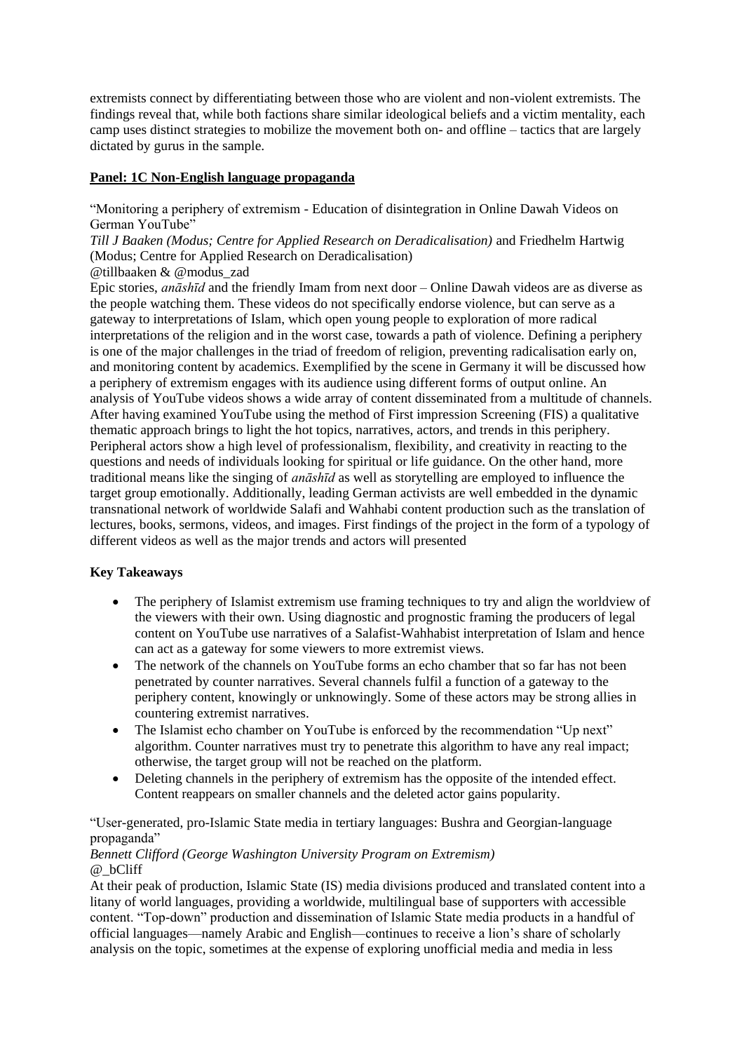extremists connect by differentiating between those who are violent and non-violent extremists. The findings reveal that, while both factions share similar ideological beliefs and a victim mentality, each camp uses distinct strategies to mobilize the movement both on- and offline – tactics that are largely dictated by gurus in the sample.

**Panel: 1C Non-English language propaganda**

"Monitoring a periphery of extremism - Education of disintegration in Online Dawah Videos on German YouTube"

*Till J Baaken (Modus; Centre for Applied Research on Deradicalisation)* and Friedhelm Hartwig (Modus; Centre for Applied Research on Deradicalisation)

@tillbaaken & @modus_zad

Epic stories, *anāshīd* and the friendly Imam from next door – Online Dawah videos are as diverse as the people watching them. These videos do not specifically endorse violence, but can serve as a gateway to interpretations of Islam, which open young people to exploration of more radical interpretations of the religion and in the worst case, towards a path of violence. Defining a periphery is one of the major challenges in the triad of freedom of religion, preventing radicalisation early on, and monitoring content by academics. Exemplified by the scene in Germany it will be discussed how a periphery of extremism engages with its audience using different forms of output online. An analysis of YouTube videos shows a wide array of content disseminated from a multitude of channels. After having examined YouTube using the method of First impression Screening (FIS) a qualitative thematic approach brings to light the hot topics, narratives, actors, and trends in this periphery. Peripheral actors show a high level of professionalism, flexibility, and creativity in reacting to the questions and needs of individuals looking for spiritual or life guidance. On the other hand, more traditional means like the singing of *anāshīd* as well as storytelling are employed to influence the target group emotionally. Additionally, leading German activists are well embedded in the dynamic transnational network of worldwide Salafi and Wahhabi content production such as the translation of lectures, books, sermons, videos, and images. First findings of the project in the form of a typology of different videos as well as the major trends and actors will presented

**Key Takeaways**

- The periphery of Islamist extremism use framing techniques to try and align the worldview of the viewers with their own. Using diagnostic and prognostic framing the producers of legal content on YouTube use narratives of a Salafist-Wahhabist interpretation of Islam and hence can act as a gateway for some viewers to more extremist views.
- The network of the channels on YouTube forms an echo chamber that so far has not been penetrated by counter narratives. Several channels fulfil a function of a gateway to the periphery content, knowingly or unknowingly. Some of these actors may be strong allies in countering extremist narratives.
- The Islamist echo chamber on YouTube is enforced by the recommendation "Up next" algorithm. Counter narratives must try to penetrate this algorithm to have any real impact; otherwise, the target group will not be reached on the platform.
- Deleting channels in the periphery of extremism has the opposite of the intended effect. Content reappears on smaller channels and the deleted actor gains popularity.

"User-generated, pro-Islamic State media in tertiary languages: Bushra and Georgian-language propaganda"

*Bennett Clifford (George Washington University Program on Extremism)*

@_bCliff

At their peak of production, Islamic State (IS) media divisions produced and translated content into a litany of world languages, providing a worldwide, multilingual base of supporters with accessible content. "Top-down" production and dissemination of Islamic State media products in a handful of official languages—namely Arabic and English—continues to receive a lion's share of scholarly analysis on the topic, sometimes at the expense of exploring unofficial media and media in less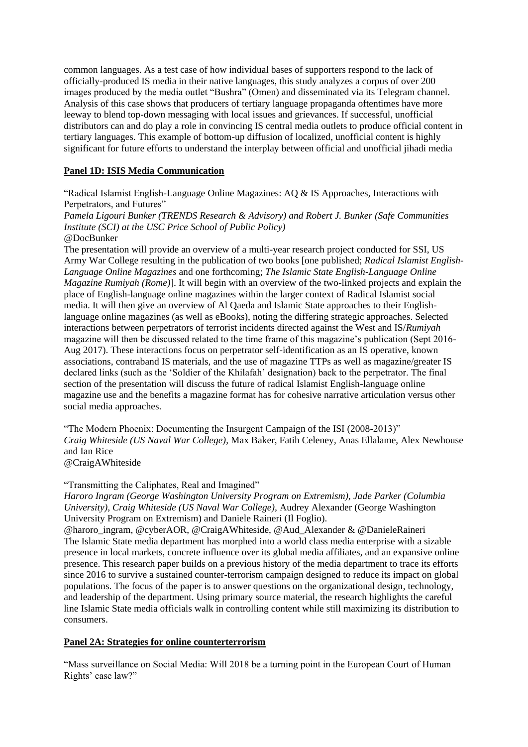common languages. As a test case of how individual bases of supporters respond to the lack of officially-produced IS media in their native languages, this study analyzes a corpus of over 200 images produced by the media outlet "Bushra" (Omen) and disseminated via its Telegram channel. Analysis of this case shows that producers of tertiary language propaganda oftentimes have more leeway to blend top-down messaging with local issues and grievances. If successful, unofficial distributors can and do play a role in convincing IS central media outlets to produce official content in tertiary languages. This example of bottom-up diffusion of localized, unofficial content is highly significant for future efforts to understand the interplay between official and unofficial jihadi media

## Panel 1D: ISIS Media Communication

"Radical Islamist English-Language Online Magazines: AQ & IS Approaches, Interactions with Perpetrators, and Futures"

*Pamela Ligouri Bunker (TRENDS Research & Advisory) and Robert J. Bunker (Safe Communities Institute (SCI) at the USC Price School of Public Policy)*

@DocBunker

The presentation will provide an overview of a multi-year research project conducted for SSI, US Army War College resulting in the publication of two books [one published; *Radical Islamist English-Language Online Magazines* and one forthcoming; *The Islamic State English-Language Online Magazine Rumiyah (Rome)*]. It will begin with an overview of the two-linked projects and explain the place of English-language online magazines within the larger context of Radical Islamist social media. It will then give an overview of Al Qaeda and Islamic State approaches to their English-language online magazines (as well as eBooks), noting the differing strategic approaches. Selected interactions between perpetrators of terrorist incidents directed against the West and IS/*Rumiyah* magazine will then be discussed related to the time frame of this magazine's publication (Sept 2016-Aug 2017). These interactions focus on perpetrator self-identification as an IS operative, known associations, contraband IS materials, and the use of magazine TTPs as well as magazine/greater IS declared links (such as the 'Soldier of the Khilafah' designation) back to the perpetrator. The final section of the presentation will discuss the future of radical Islamist English-language online magazine use and the benefits a magazine format has for cohesive narrative articulation versus other social media approaches.

"The Modern Phoenix: Documenting the Insurgent Campaign of the ISI (2008-2013)"

*Craig Whiteside (US Naval War College)*, Max Baker, Fatih Celeney, Anas Ellalame, Alex Newhouse and Ian Rice

@CraigAWhiteside

"Transmitting the Caliphates, Real and Imagined"

*Haroro Ingram (George Washington University Program on Extremism), Jade Parker (Columbia University), Craig Whiteside (US Naval War College),* Audrey Alexander (George Washington University Program on Extremism) and Daniele Raineri (Il Foglio).

@haroro_ingram, @cyberAOR, @CraigAWhiteside, @Aud_Alexander & @DanieleRaineri

The Islamic State media department has morphed into a world class media enterprise with a sizable presence in local markets, concrete influence over its global media affiliates, and an expansive online presence. This research paper builds on a previous history of the media department to trace its efforts since 2016 to survive a sustained counter-terrorism campaign designed to reduce its impact on global populations. The focus of the paper is to answer questions on the organizational design, technology, and leadership of the department. Using primary source material, the research highlights the careful line Islamic State media officials walk in controlling content while still maximizing its distribution to consumers.

## Panel 2A: Strategies for online counterterrorism

"Mass surveillance on Social Media: Will 2018 be a turning point in the European Court of Human Rights' case law?"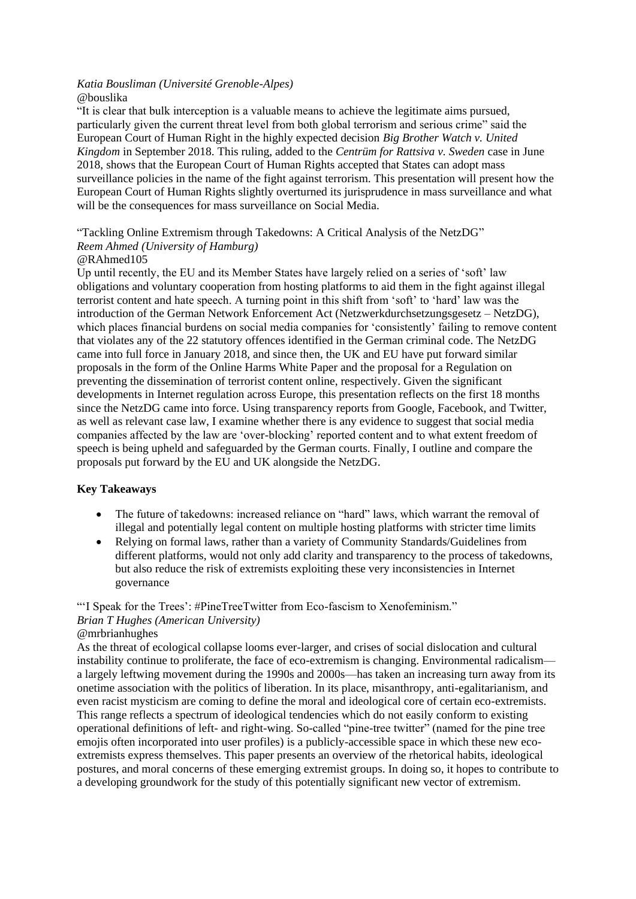*Katia Bousliman (Université Grenoble-Alpes)*
@bouslika

"It is clear that bulk interception is a valuable means to achieve the legitimate aims pursued, particularly given the current threat level from both global terrorism and serious crime" said the European Court of Human Right in the highly expected decision *Big Brother Watch v. United Kingdom* in September 2018. This ruling, added to the *Centrüm for Rattsiva v. Sweden* case in June 2018, shows that the European Court of Human Rights accepted that States can adopt mass surveillance policies in the name of the fight against terrorism. This presentation will present how the European Court of Human Rights slightly overturned its jurisprudence in mass surveillance and what will be the consequences for mass surveillance on Social Media.

"Tackling Online Extremism through Takedowns: A Critical Analysis of the NetzDG"
*Reem Ahmed (University of Hamburg)*
@RAhmed105

Up until recently, the EU and its Member States have largely relied on a series of 'soft' law obligations and voluntary cooperation from hosting platforms to aid them in the fight against illegal terrorist content and hate speech. A turning point in this shift from 'soft' to 'hard' law was the introduction of the German Network Enforcement Act (Netzwerkdurchsetzungsgesetz – NetzDG), which places financial burdens on social media companies for 'consistently' failing to remove content that violates any of the 22 statutory offences identified in the German criminal code. The NetzDG came into full force in January 2018, and since then, the UK and EU have put forward similar proposals in the form of the Online Harms White Paper and the proposal for a Regulation on preventing the dissemination of terrorist content online, respectively. Given the significant developments in Internet regulation across Europe, this presentation reflects on the first 18 months since the NetzDG came into force. Using transparency reports from Google, Facebook, and Twitter, as well as relevant case law, I examine whether there is any evidence to suggest that social media companies affected by the law are 'over-blocking' reported content and to what extent freedom of speech is being upheld and safeguarded by the German courts. Finally, I outline and compare the proposals put forward by the EU and UK alongside the NetzDG.

**Key Takeaways**

- The future of takedowns: increased reliance on "hard" laws, which warrant the removal of illegal and potentially legal content on multiple hosting platforms with stricter time limits
- Relying on formal laws, rather than a variety of Community Standards/Guidelines from different platforms, would not only add clarity and transparency to the process of takedowns, but also reduce the risk of extremists exploiting these very inconsistencies in Internet governance

"'I Speak for the Trees': #PineTreeTwitter from Eco-fascism to Xenofeminism."
*Brian T Hughes (American University)*
@mrbrianhughes

As the threat of ecological collapse looms ever-larger, and crises of social dislocation and cultural instability continue to proliferate, the face of eco-extremism is changing. Environmental radicalism—a largely leftwing movement during the 1990s and 2000s—has taken an increasing turn away from its onetime association with the politics of liberation. In its place, misanthropy, anti-egalitarianism, and even racist mysticism are coming to define the moral and ideological core of certain eco-extremists. This range reflects a spectrum of ideological tendencies which do not easily conform to existing operational definitions of left- and right-wing. So-called "pine-tree twitter" (named for the pine tree emojis often incorporated into user profiles) is a publicly-accessible space in which these new eco-extremists express themselves. This paper presents an overview of the rhetorical habits, ideological postures, and moral concerns of these emerging extremist groups. In doing so, it hopes to contribute to a developing groundwork for the study of this potentially significant new vector of extremism.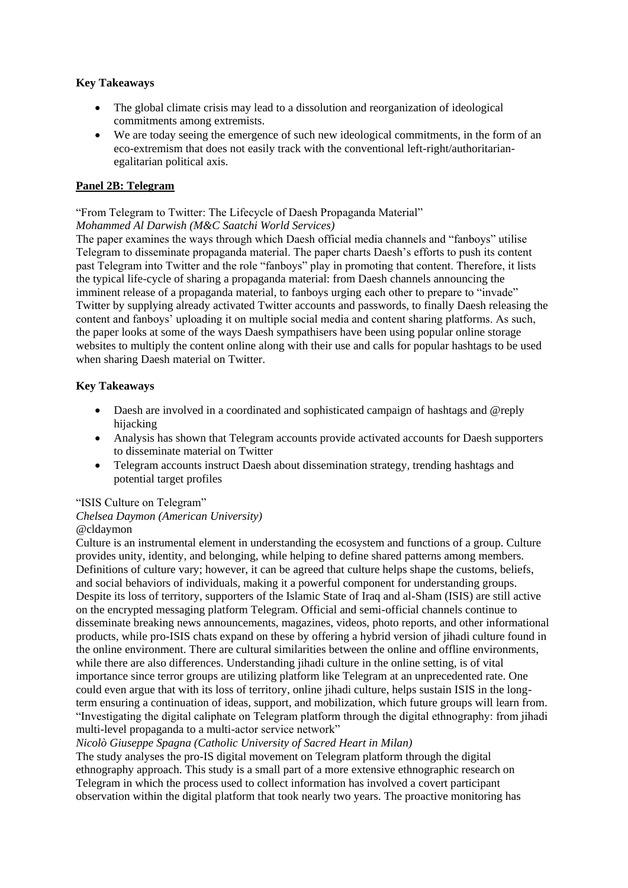**Key Takeaways**

- The global climate crisis may lead to a dissolution and reorganization of ideological commitments among extremists.
- We are today seeing the emergence of such new ideological commitments, in the form of an eco-extremism that does not easily track with the conventional left-right/authoritarian-egalitarian political axis.

**Panel 2B: Telegram**

"From Telegram to Twitter: The Lifecycle of Daesh Propaganda Material"
*Mohammed Al Darwish (M&C Saatchi World Services)*
The paper examines the ways through which Daesh official media channels and "fanboys" utilise Telegram to disseminate propaganda material. The paper charts Daesh's efforts to push its content past Telegram into Twitter and the role "fanboys" play in promoting that content. Therefore, it lists the typical life-cycle of sharing a propaganda material: from Daesh channels announcing the imminent release of a propaganda material, to fanboys urging each other to prepare to "invade" Twitter by supplying already activated Twitter accounts and passwords, to finally Daesh releasing the content and fanboys' uploading it on multiple social media and content sharing platforms. As such, the paper looks at some of the ways Daesh sympathisers have been using popular online storage websites to multiply the content online along with their use and calls for popular hashtags to be used when sharing Daesh material on Twitter.

**Key Takeaways**

- Daesh are involved in a coordinated and sophisticated campaign of hashtags and @reply hijacking
- Analysis has shown that Telegram accounts provide activated accounts for Daesh supporters to disseminate material on Twitter
- Telegram accounts instruct Daesh about dissemination strategy, trending hashtags and potential target profiles

"ISIS Culture on Telegram"
*Chelsea Daymon (American University)*
@cldaymon
Culture is an instrumental element in understanding the ecosystem and functions of a group. Culture provides unity, identity, and belonging, while helping to define shared patterns among members. Definitions of culture vary; however, it can be agreed that culture helps shape the customs, beliefs, and social behaviors of individuals, making it a powerful component for understanding groups. Despite its loss of territory, supporters of the Islamic State of Iraq and al-Sham (ISIS) are still active on the encrypted messaging platform Telegram. Official and semi-official channels continue to disseminate breaking news announcements, magazines, videos, photo reports, and other informational products, while pro-ISIS chats expand on these by offering a hybrid version of jihadi culture found in the online environment. There are cultural similarities between the online and offline environments, while there are also differences. Understanding jihadi culture in the online setting, is of vital importance since terror groups are utilizing platform like Telegram at an unprecedented rate. One could even argue that with its loss of territory, online jihadi culture, helps sustain ISIS in the long-term ensuring a continuation of ideas, support, and mobilization, which future groups will learn from.
"Investigating the digital caliphate on Telegram platform through the digital ethnography: from jihadi multi-level propaganda to a multi-actor service network"
*Nicolò Giuseppe Spagna (Catholic University of Sacred Heart in Milan)*
The study analyses the pro-IS digital movement on Telegram platform through the digital ethnography approach. This study is a small part of a more extensive ethnographic research on Telegram in which the process used to collect information has involved a covert participant observation within the digital platform that took nearly two years. The proactive monitoring has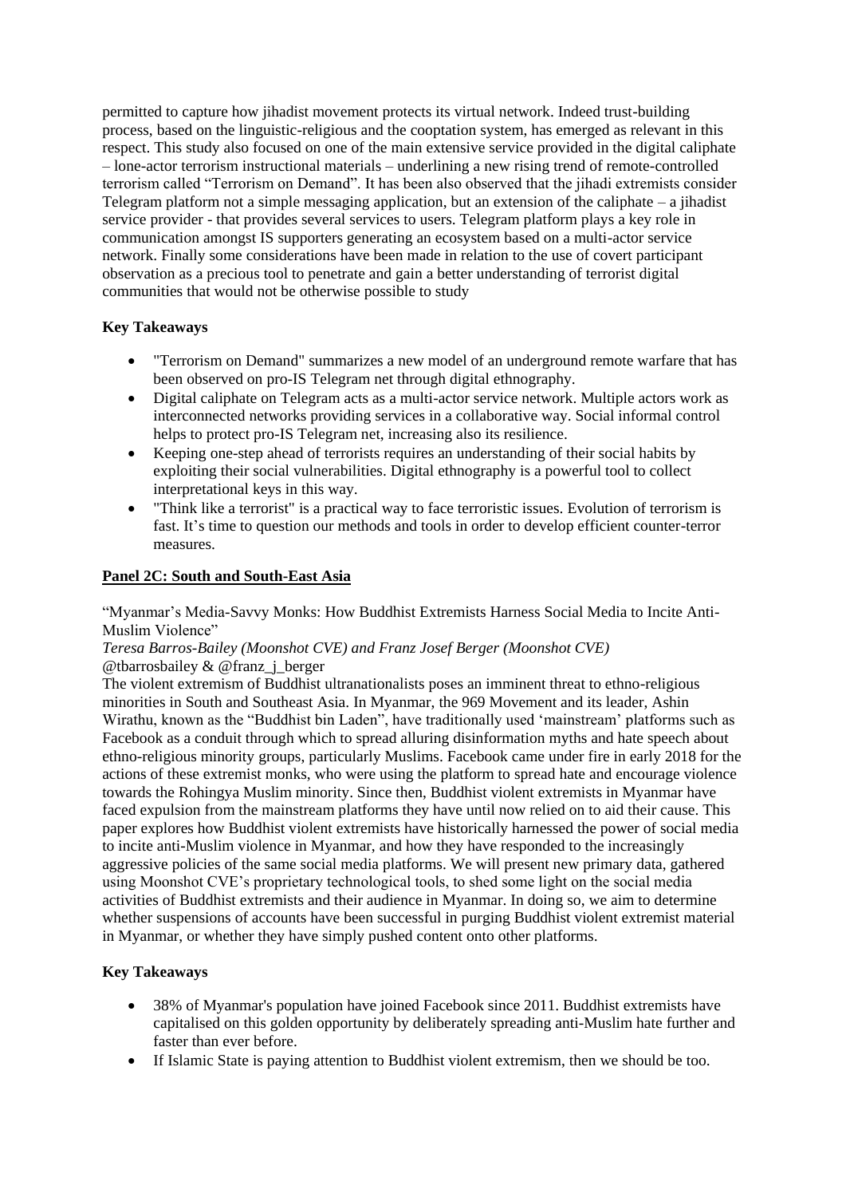permitted to capture how jihadist movement protects its virtual network. Indeed trust-building process, based on the linguistic-religious and the cooptation system, has emerged as relevant in this respect. This study also focused on one of the main extensive service provided in the digital caliphate – lone-actor terrorism instructional materials – underlining a new rising trend of remote-controlled terrorism called "Terrorism on Demand". It has been also observed that the jihadi extremists consider Telegram platform not a simple messaging application, but an extension of the caliphate – a jihadist service provider - that provides several services to users. Telegram platform plays a key role in communication amongst IS supporters generating an ecosystem based on a multi-actor service network. Finally some considerations have been made in relation to the use of covert participant observation as a precious tool to penetrate and gain a better understanding of terrorist digital communities that would not be otherwise possible to study

**Key Takeaways**

- "Terrorism on Demand" summarizes a new model of an underground remote warfare that has been observed on pro-IS Telegram net through digital ethnography.
- Digital caliphate on Telegram acts as a multi-actor service network. Multiple actors work as interconnected networks providing services in a collaborative way. Social informal control helps to protect pro-IS Telegram net, increasing also its resilience.
- Keeping one-step ahead of terrorists requires an understanding of their social habits by exploiting their social vulnerabilities. Digital ethnography is a powerful tool to collect interpretational keys in this way.
- "Think like a terrorist" is a practical way to face terroristic issues. Evolution of terrorism is fast. It's time to question our methods and tools in order to develop efficient counter-terror measures.

## Panel 2C: South and South-East Asia

"Myanmar's Media-Savvy Monks: How Buddhist Extremists Harness Social Media to Incite Anti-Muslim Violence"

*Teresa Barros-Bailey (Moonshot CVE) and Franz Josef Berger (Moonshot CVE)*
@tbarrosbailey & @franz_j_berger

The violent extremism of Buddhist ultranationalists poses an imminent threat to ethno-religious minorities in South and Southeast Asia. In Myanmar, the 969 Movement and its leader, Ashin Wirathu, known as the "Buddhist bin Laden", have traditionally used 'mainstream' platforms such as Facebook as a conduit through which to spread alluring disinformation myths and hate speech about ethno-religious minority groups, particularly Muslims. Facebook came under fire in early 2018 for the actions of these extremist monks, who were using the platform to spread hate and encourage violence towards the Rohingya Muslim minority. Since then, Buddhist violent extremists in Myanmar have faced expulsion from the mainstream platforms they have until now relied on to aid their cause. This paper explores how Buddhist violent extremists have historically harnessed the power of social media to incite anti-Muslim violence in Myanmar, and how they have responded to the increasingly aggressive policies of the same social media platforms. We will present new primary data, gathered using Moonshot CVE's proprietary technological tools, to shed some light on the social media activities of Buddhist extremists and their audience in Myanmar. In doing so, we aim to determine whether suspensions of accounts have been successful in purging Buddhist violent extremist material in Myanmar, or whether they have simply pushed content onto other platforms.

**Key Takeaways**

- 38% of Myanmar's population have joined Facebook since 2011. Buddhist extremists have capitalised on this golden opportunity by deliberately spreading anti-Muslim hate further and faster than ever before.
- If Islamic State is paying attention to Buddhist violent extremism, then we should be too.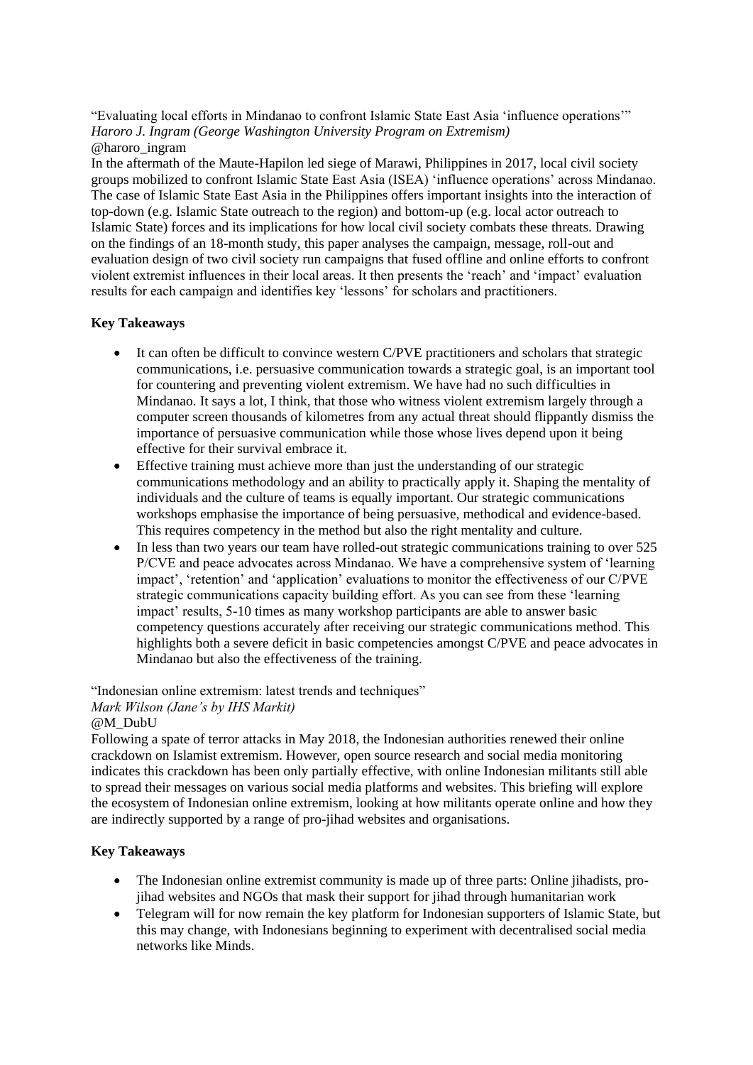"Evaluating local efforts in Mindanao to confront Islamic State East Asia 'influence operations'"
*Haroro J. Ingram (George Washington University Program on Extremism)*
@haroro_ingram

In the aftermath of the Maute-Hapilon led siege of Marawi, Philippines in 2017, local civil society groups mobilized to confront Islamic State East Asia (ISEA) 'influence operations' across Mindanao. The case of Islamic State East Asia in the Philippines offers important insights into the interaction of top-down (e.g. Islamic State outreach to the region) and bottom-up (e.g. local actor outreach to Islamic State) forces and its implications for how local civil society combats these threats. Drawing on the findings of an 18-month study, this paper analyses the campaign, message, roll-out and evaluation design of two civil society run campaigns that fused offline and online efforts to confront violent extremist influences in their local areas. It then presents the 'reach' and 'impact' evaluation results for each campaign and identifies key 'lessons' for scholars and practitioners.

**Key Takeaways**

- It can often be difficult to convince western C/PVE practitioners and scholars that strategic communications, i.e. persuasive communication towards a strategic goal, is an important tool for countering and preventing violent extremism. We have had no such difficulties in Mindanao. It says a lot, I think, that those who witness violent extremism largely through a computer screen thousands of kilometres from any actual threat should flippantly dismiss the importance of persuasive communication while those whose lives depend upon it being effective for their survival embrace it.
- Effective training must achieve more than just the understanding of our strategic communications methodology and an ability to practically apply it. Shaping the mentality of individuals and the culture of teams is equally important. Our strategic communications workshops emphasise the importance of being persuasive, methodical and evidence-based. This requires competency in the method but also the right mentality and culture.
- In less than two years our team have rolled-out strategic communications training to over 525 P/CVE and peace advocates across Mindanao. We have a comprehensive system of 'learning impact', 'retention' and 'application' evaluations to monitor the effectiveness of our C/PVE strategic communications capacity building effort. As you can see from these 'learning impact' results, 5-10 times as many workshop participants are able to answer basic competency questions accurately after receiving our strategic communications method. This highlights both a severe deficit in basic competencies amongst C/PVE and peace advocates in Mindanao but also the effectiveness of the training.

"Indonesian online extremism: latest trends and techniques"
*Mark Wilson (Jane's by IHS Markit)*
@M_DubU

Following a spate of terror attacks in May 2018, the Indonesian authorities renewed their online crackdown on Islamist extremism. However, open source research and social media monitoring indicates this crackdown has been only partially effective, with online Indonesian militants still able to spread their messages on various social media platforms and websites. This briefing will explore the ecosystem of Indonesian online extremism, looking at how militants operate online and how they are indirectly supported by a range of pro-jihad websites and organisations.

**Key Takeaways**

- The Indonesian online extremist community is made up of three parts: Online jihadists, pro-jihad websites and NGOs that mask their support for jihad through humanitarian work
- Telegram will for now remain the key platform for Indonesian supporters of Islamic State, but this may change, with Indonesians beginning to experiment with decentralised social media networks like Minds.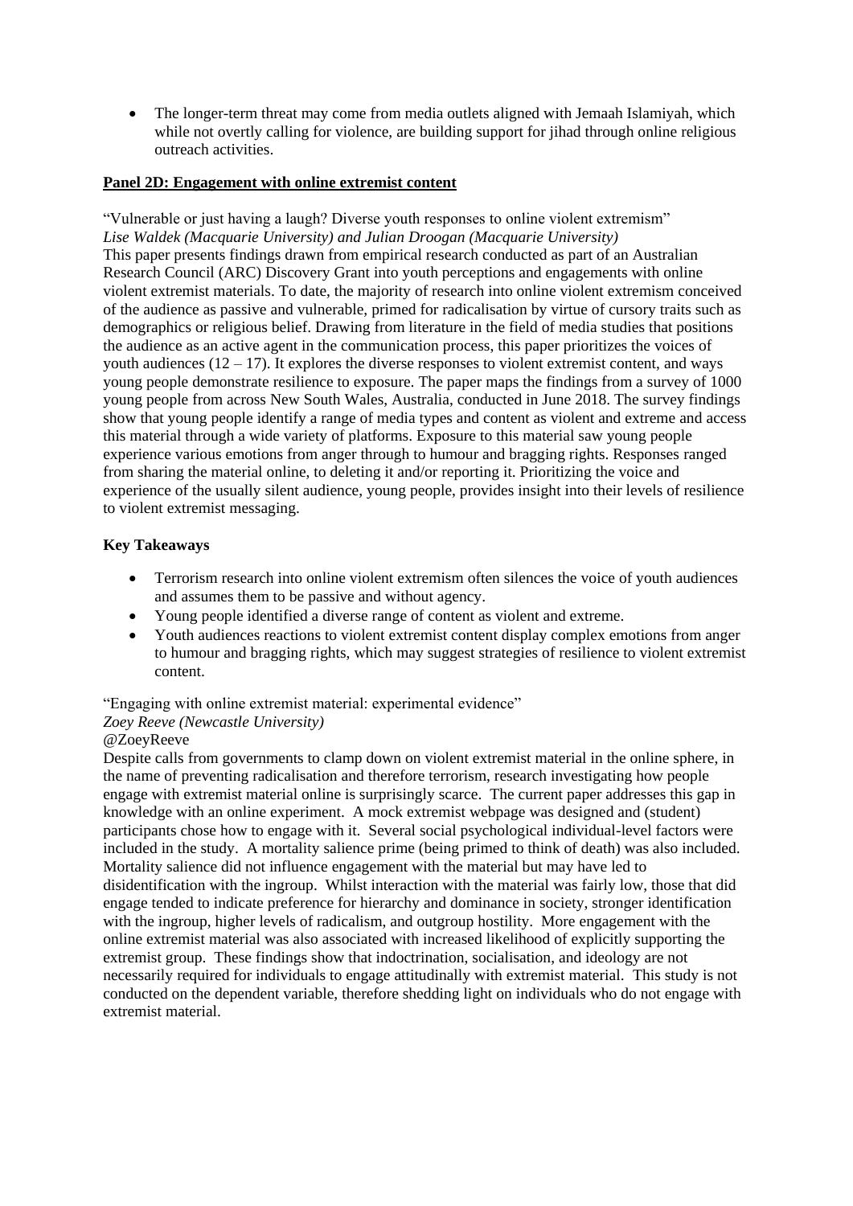- The longer-term threat may come from media outlets aligned with Jemaah Islamiyah, which while not overtly calling for violence, are building support for jihad through online religious outreach activities.

**Panel 2D: Engagement with online extremist content**

"Vulnerable or just having a laugh? Diverse youth responses to online violent extremism"
*Lise Waldek (Macquarie University) and Julian Droogan (Macquarie University)*
This paper presents findings drawn from empirical research conducted as part of an Australian Research Council (ARC) Discovery Grant into youth perceptions and engagements with online violent extremist materials. To date, the majority of research into online violent extremism conceived of the audience as passive and vulnerable, primed for radicalisation by virtue of cursory traits such as demographics or religious belief. Drawing from literature in the field of media studies that positions the audience as an active agent in the communication process, this paper prioritizes the voices of youth audiences (12 – 17). It explores the diverse responses to violent extremist content, and ways young people demonstrate resilience to exposure. The paper maps the findings from a survey of 1000 young people from across New South Wales, Australia, conducted in June 2018. The survey findings show that young people identify a range of media types and content as violent and extreme and access this material through a wide variety of platforms. Exposure to this material saw young people experience various emotions from anger through to humour and bragging rights. Responses ranged from sharing the material online, to deleting it and/or reporting it. Prioritizing the voice and experience of the usually silent audience, young people, provides insight into their levels of resilience to violent extremist messaging.

**Key Takeaways**

- Terrorism research into online violent extremism often silences the voice of youth audiences and assumes them to be passive and without agency.
- Young people identified a diverse range of content as violent and extreme.
- Youth audiences reactions to violent extremist content display complex emotions from anger to humour and bragging rights, which may suggest strategies of resilience to violent extremist content.

"Engaging with online extremist material: experimental evidence"
*Zoey Reeve (Newcastle University)*
@ZoeyReeve
Despite calls from governments to clamp down on violent extremist material in the online sphere, in the name of preventing radicalisation and therefore terrorism, research investigating how people engage with extremist material online is surprisingly scarce. The current paper addresses this gap in knowledge with an online experiment. A mock extremist webpage was designed and (student) participants chose how to engage with it. Several social psychological individual-level factors were included in the study. A mortality salience prime (being primed to think of death) was also included. Mortality salience did not influence engagement with the material but may have led to disidentification with the ingroup. Whilst interaction with the material was fairly low, those that did engage tended to indicate preference for hierarchy and dominance in society, stronger identification with the ingroup, higher levels of radicalism, and outgroup hostility. More engagement with the online extremist material was also associated with increased likelihood of explicitly supporting the extremist group. These findings show that indoctrination, socialisation, and ideology are not necessarily required for individuals to engage attitudinally with extremist material. This study is not conducted on the dependent variable, therefore shedding light on individuals who do not engage with extremist material.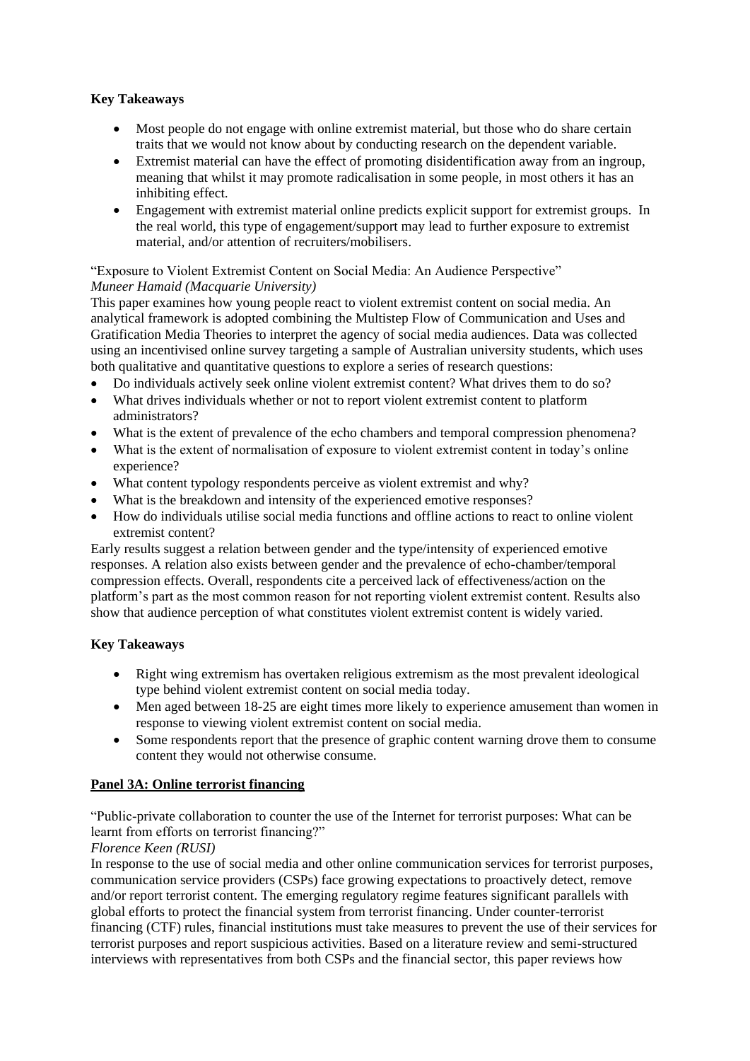**Key Takeaways**

- Most people do not engage with online extremist material, but those who do share certain traits that we would not know about by conducting research on the dependent variable.
- Extremist material can have the effect of promoting disidentification away from an ingroup, meaning that whilst it may promote radicalisation in some people, in most others it has an inhibiting effect.
- Engagement with extremist material online predicts explicit support for extremist groups. In the real world, this type of engagement/support may lead to further exposure to extremist material, and/or attention of recruiters/mobilisers.

"Exposure to Violent Extremist Content on Social Media: An Audience Perspective"
*Muneer Hamaid (Macquarie University)*
This paper examines how young people react to violent extremist content on social media. An analytical framework is adopted combining the Multistep Flow of Communication and Uses and Gratification Media Theories to interpret the agency of social media audiences. Data was collected using an incentivised online survey targeting a sample of Australian university students, which uses both qualitative and quantitative questions to explore a series of research questions:

- Do individuals actively seek online violent extremist content? What drives them to do so?
- What drives individuals whether or not to report violent extremist content to platform administrators?
- What is the extent of prevalence of the echo chambers and temporal compression phenomena?
- What is the extent of normalisation of exposure to violent extremist content in today's online experience?
- What content typology respondents perceive as violent extremist and why?
- What is the breakdown and intensity of the experienced emotive responses?
- How do individuals utilise social media functions and offline actions to react to online violent extremist content?

Early results suggest a relation between gender and the type/intensity of experienced emotive responses. A relation also exists between gender and the prevalence of echo-chamber/temporal compression effects. Overall, respondents cite a perceived lack of effectiveness/action on the platform's part as the most common reason for not reporting violent extremist content. Results also show that audience perception of what constitutes violent extremist content is widely varied.

**Key Takeaways**

- Right wing extremism has overtaken religious extremism as the most prevalent ideological type behind violent extremist content on social media today.
- Men aged between 18-25 are eight times more likely to experience amusement than women in response to viewing violent extremist content on social media.
- Some respondents report that the presence of graphic content warning drove them to consume content they would not otherwise consume.

**Panel 3A: Online terrorist financing**

"Public-private collaboration to counter the use of the Internet for terrorist purposes: What can be learnt from efforts on terrorist financing?"
*Florence Keen (RUSI)*
In response to the use of social media and other online communication services for terrorist purposes, communication service providers (CSPs) face growing expectations to proactively detect, remove and/or report terrorist content. The emerging regulatory regime features significant parallels with global efforts to protect the financial system from terrorist financing. Under counter-terrorist financing (CTF) rules, financial institutions must take measures to prevent the use of their services for terrorist purposes and report suspicious activities. Based on a literature review and semi-structured interviews with representatives from both CSPs and the financial sector, this paper reviews how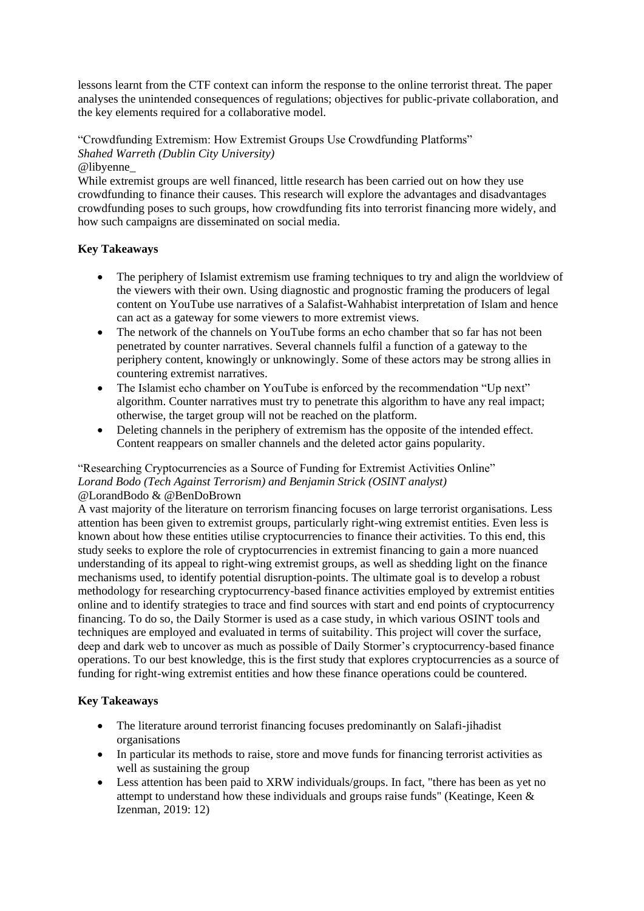lessons learnt from the CTF context can inform the response to the online terrorist threat. The paper analyses the unintended consequences of regulations; objectives for public-private collaboration, and the key elements required for a collaborative model.

"Crowdfunding Extremism: How Extremist Groups Use Crowdfunding Platforms"
*Shahed Warreth (Dublin City University)*
@libyenne_
While extremist groups are well financed, little research has been carried out on how they use crowdfunding to finance their causes. This research will explore the advantages and disadvantages crowdfunding poses to such groups, how crowdfunding fits into terrorist financing more widely, and how such campaigns are disseminated on social media.

**Key Takeaways**

- The periphery of Islamist extremism use framing techniques to try and align the worldview of the viewers with their own. Using diagnostic and prognostic framing the producers of legal content on YouTube use narratives of a Salafist-Wahhabist interpretation of Islam and hence can act as a gateway for some viewers to more extremist views.
- The network of the channels on YouTube forms an echo chamber that so far has not been penetrated by counter narratives. Several channels fulfil a function of a gateway to the periphery content, knowingly or unknowingly. Some of these actors may be strong allies in countering extremist narratives.
- The Islamist echo chamber on YouTube is enforced by the recommendation "Up next" algorithm. Counter narratives must try to penetrate this algorithm to have any real impact; otherwise, the target group will not be reached on the platform.
- Deleting channels in the periphery of extremism has the opposite of the intended effect. Content reappears on smaller channels and the deleted actor gains popularity.

"Researching Cryptocurrencies as a Source of Funding for Extremist Activities Online"
*Lorand Bodo (Tech Against Terrorism) and Benjamin Strick (OSINT analyst)*
@LorandBodo & @BenDoBrown
A vast majority of the literature on terrorism financing focuses on large terrorist organisations. Less attention has been given to extremist groups, particularly right-wing extremist entities. Even less is known about how these entities utilise cryptocurrencies to finance their activities. To this end, this study seeks to explore the role of cryptocurrencies in extremist financing to gain a more nuanced understanding of its appeal to right-wing extremist groups, as well as shedding light on the finance mechanisms used, to identify potential disruption-points. The ultimate goal is to develop a robust methodology for researching cryptocurrency-based finance activities employed by extremist entities online and to identify strategies to trace and find sources with start and end points of cryptocurrency financing. To do so, the Daily Stormer is used as a case study, in which various OSINT tools and techniques are employed and evaluated in terms of suitability. This project will cover the surface, deep and dark web to uncover as much as possible of Daily Stormer's cryptocurrency-based finance operations. To our best knowledge, this is the first study that explores cryptocurrencies as a source of funding for right-wing extremist entities and how these finance operations could be countered.

**Key Takeaways**

- The literature around terrorist financing focuses predominantly on Salafi-jihadist organisations
- In particular its methods to raise, store and move funds for financing terrorist activities as well as sustaining the group
- Less attention has been paid to XRW individuals/groups. In fact, "there has been as yet no attempt to understand how these individuals and groups raise funds" (Keatinge, Keen & Izenman, 2019: 12)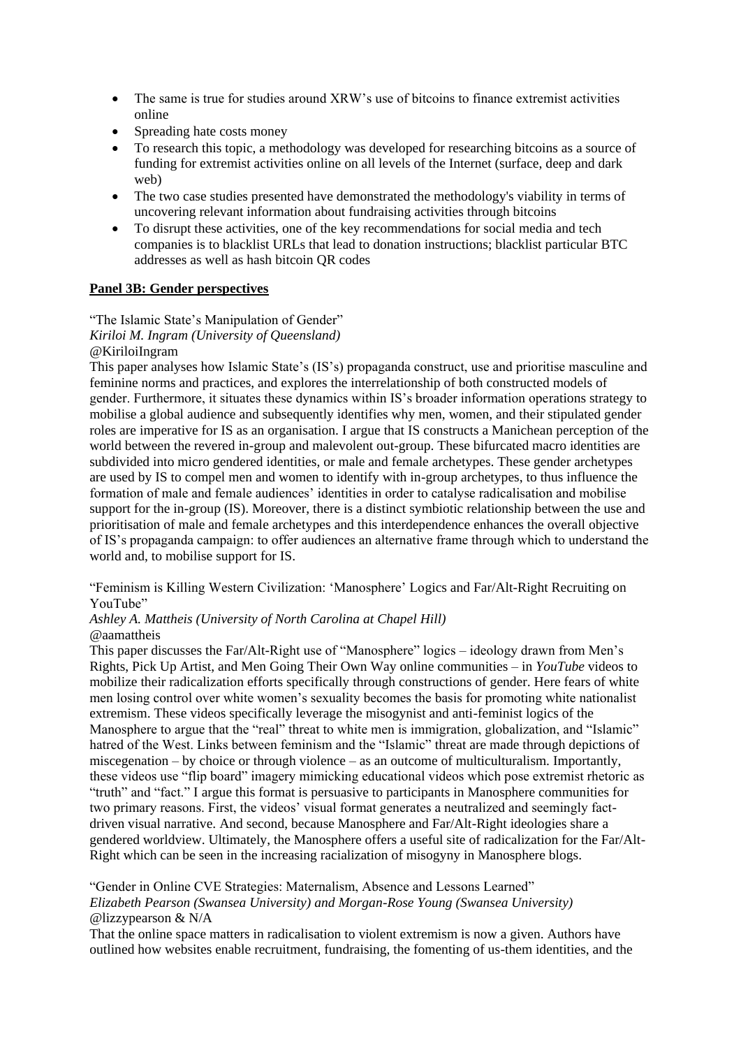- The same is true for studies around XRW's use of bitcoins to finance extremist activities online
- Spreading hate costs money
- To research this topic, a methodology was developed for researching bitcoins as a source of funding for extremist activities online on all levels of the Internet (surface, deep and dark web)
- The two case studies presented have demonstrated the methodology's viability in terms of uncovering relevant information about fundraising activities through bitcoins
- To disrupt these activities, one of the key recommendations for social media and tech companies is to blacklist URLs that lead to donation instructions; blacklist particular BTC addresses as well as hash bitcoin QR codes

**Panel 3B: Gender perspectives**

"The Islamic State's Manipulation of Gender"
*Kiriloi M. Ingram (University of Queensland)*
@KiriloiIngram
This paper analyses how Islamic State's (IS's) propaganda construct, use and prioritise masculine and feminine norms and practices, and explores the interrelationship of both constructed models of gender. Furthermore, it situates these dynamics within IS's broader information operations strategy to mobilise a global audience and subsequently identifies why men, women, and their stipulated gender roles are imperative for IS as an organisation. I argue that IS constructs a Manichean perception of the world between the revered in-group and malevolent out-group. These bifurcated macro identities are subdivided into micro gendered identities, or male and female archetypes. These gender archetypes are used by IS to compel men and women to identify with in-group archetypes, to thus influence the formation of male and female audiences' identities in order to catalyse radicalisation and mobilise support for the in-group (IS). Moreover, there is a distinct symbiotic relationship between the use and prioritisation of male and female archetypes and this interdependence enhances the overall objective of IS's propaganda campaign: to offer audiences an alternative frame through which to understand the world and, to mobilise support for IS.

"Feminism is Killing Western Civilization: 'Manosphere' Logics and Far/Alt-Right Recruiting on YouTube"
*Ashley A. Mattheis (University of North Carolina at Chapel Hill)*
@aamattheis
This paper discusses the Far/Alt-Right use of "Manosphere" logics – ideology drawn from Men's Rights, Pick Up Artist, and Men Going Their Own Way online communities – in *YouTube* videos to mobilize their radicalization efforts specifically through constructions of gender. Here fears of white men losing control over white women's sexuality becomes the basis for promoting white nationalist extremism. These videos specifically leverage the misogynist and anti-feminist logics of the Manosphere to argue that the "real" threat to white men is immigration, globalization, and "Islamic" hatred of the West. Links between feminism and the "Islamic" threat are made through depictions of miscegenation – by choice or through violence – as an outcome of multiculturalism. Importantly, these videos use "flip board" imagery mimicking educational videos which pose extremist rhetoric as "truth" and "fact." I argue this format is persuasive to participants in Manosphere communities for two primary reasons. First, the videos' visual format generates a neutralized and seemingly fact-driven visual narrative. And second, because Manosphere and Far/Alt-Right ideologies share a gendered worldview. Ultimately, the Manosphere offers a useful site of radicalization for the Far/Alt-Right which can be seen in the increasing racialization of misogyny in Manosphere blogs.

"Gender in Online CVE Strategies: Maternalism, Absence and Lessons Learned"
*Elizabeth Pearson (Swansea University) and Morgan-Rose Young (Swansea University)*
@lizzypearson & N/A
That the online space matters in radicalisation to violent extremism is now a given. Authors have outlined how websites enable recruitment, fundraising, the fomenting of us-them identities, and the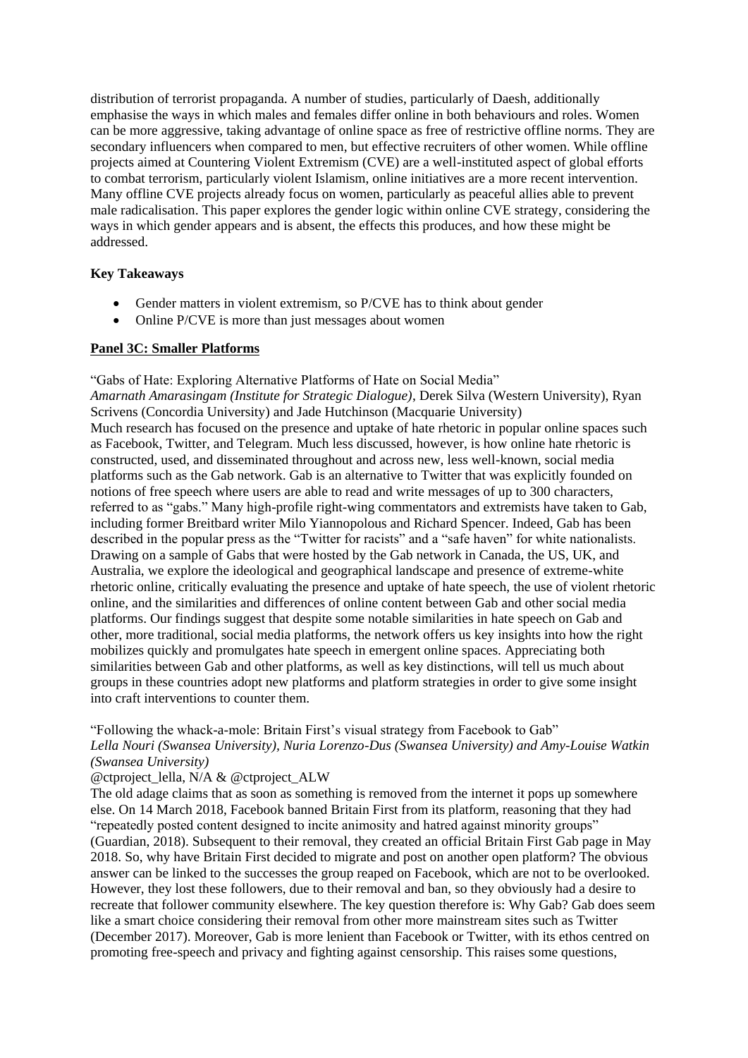distribution of terrorist propaganda. A number of studies, particularly of Daesh, additionally emphasise the ways in which males and females differ online in both behaviours and roles. Women can be more aggressive, taking advantage of online space as free of restrictive offline norms. They are secondary influencers when compared to men, but effective recruiters of other women. While offline projects aimed at Countering Violent Extremism (CVE) are a well-instituted aspect of global efforts to combat terrorism, particularly violent Islamism, online initiatives are a more recent intervention. Many offline CVE projects already focus on women, particularly as peaceful allies able to prevent male radicalisation. This paper explores the gender logic within online CVE strategy, considering the ways in which gender appears and is absent, the effects this produces, and how these might be addressed.

**Key Takeaways**

- Gender matters in violent extremism, so P/CVE has to think about gender
- Online P/CVE is more than just messages about women

**Panel 3C: Smaller Platforms**

"Gabs of Hate: Exploring Alternative Platforms of Hate on Social Media"
*Amarnath Amarasingam (Institute for Strategic Dialogue)*, Derek Silva (Western University), Ryan Scrivens (Concordia University) and Jade Hutchinson (Macquarie University)
Much research has focused on the presence and uptake of hate rhetoric in popular online spaces such as Facebook, Twitter, and Telegram. Much less discussed, however, is how online hate rhetoric is constructed, used, and disseminated throughout and across new, less well-known, social media platforms such as the Gab network. Gab is an alternative to Twitter that was explicitly founded on notions of free speech where users are able to read and write messages of up to 300 characters, referred to as "gabs." Many high-profile right-wing commentators and extremists have taken to Gab, including former Breitbard writer Milo Yiannopolous and Richard Spencer. Indeed, Gab has been described in the popular press as the "Twitter for racists" and a "safe haven" for white nationalists. Drawing on a sample of Gabs that were hosted by the Gab network in Canada, the US, UK, and Australia, we explore the ideological and geographical landscape and presence of extreme-white rhetoric online, critically evaluating the presence and uptake of hate speech, the use of violent rhetoric online, and the similarities and differences of online content between Gab and other social media platforms. Our findings suggest that despite some notable similarities in hate speech on Gab and other, more traditional, social media platforms, the network offers us key insights into how the right mobilizes quickly and promulgates hate speech in emergent online spaces. Appreciating both similarities between Gab and other platforms, as well as key distinctions, will tell us much about groups in these countries adopt new platforms and platform strategies in order to give some insight into craft interventions to counter them.

"Following the whack-a-mole: Britain First's visual strategy from Facebook to Gab"
*Lella Nouri (Swansea University), Nuria Lorenzo-Dus (Swansea University) and Amy-Louise Watkin (Swansea University)*
@ctproject_lella, N/A & @ctproject_ALW
The old adage claims that as soon as something is removed from the internet it pops up somewhere else. On 14 March 2018, Facebook banned Britain First from its platform, reasoning that they had "repeatedly posted content designed to incite animosity and hatred against minority groups" (Guardian, 2018). Subsequent to their removal, they created an official Britain First Gab page in May 2018. So, why have Britain First decided to migrate and post on another open platform? The obvious answer can be linked to the successes the group reaped on Facebook, which are not to be overlooked. However, they lost these followers, due to their removal and ban, so they obviously had a desire to recreate that follower community elsewhere. The key question therefore is: Why Gab? Gab does seem like a smart choice considering their removal from other more mainstream sites such as Twitter (December 2017). Moreover, Gab is more lenient than Facebook or Twitter, with its ethos centred on promoting free-speech and privacy and fighting against censorship. This raises some questions,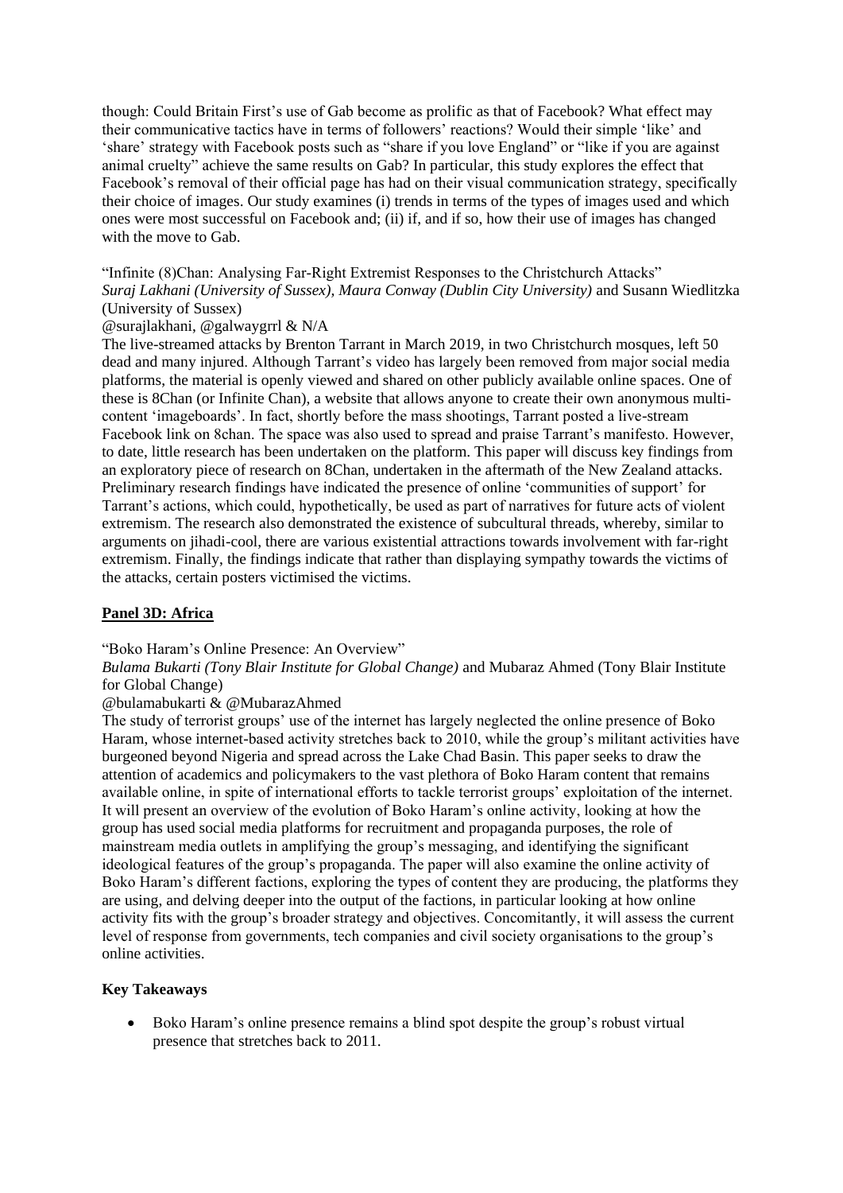though: Could Britain First's use of Gab become as prolific as that of Facebook? What effect may their communicative tactics have in terms of followers' reactions? Would their simple 'like' and 'share' strategy with Facebook posts such as "share if you love England" or "like if you are against animal cruelty" achieve the same results on Gab? In particular, this study explores the effect that Facebook's removal of their official page has had on their visual communication strategy, specifically their choice of images. Our study examines (i) trends in terms of the types of images used and which ones were most successful on Facebook and; (ii) if, and if so, how their use of images has changed with the move to Gab.

"Infinite (8)Chan: Analysing Far-Right Extremist Responses to the Christchurch Attacks"
*Suraj Lakhani (University of Sussex), Maura Conway (Dublin City University)* and Susann Wiedlitzka (University of Sussex)
@surajlakhani, @galwaygrrl & N/A

The live-streamed attacks by Brenton Tarrant in March 2019, in two Christchurch mosques, left 50 dead and many injured. Although Tarrant's video has largely been removed from major social media platforms, the material is openly viewed and shared on other publicly available online spaces. One of these is 8Chan (or Infinite Chan), a website that allows anyone to create their own anonymous multi-content 'imageboards'. In fact, shortly before the mass shootings, Tarrant posted a live-stream Facebook link on 8chan. The space was also used to spread and praise Tarrant's manifesto. However, to date, little research has been undertaken on the platform. This paper will discuss key findings from an exploratory piece of research on 8Chan, undertaken in the aftermath of the New Zealand attacks. Preliminary research findings have indicated the presence of online 'communities of support' for Tarrant's actions, which could, hypothetically, be used as part of narratives for future acts of violent extremism. The research also demonstrated the existence of subcultural threads, whereby, similar to arguments on jihadi-cool, there are various existential attractions towards involvement with far-right extremism. Finally, the findings indicate that rather than displaying sympathy towards the victims of the attacks, certain posters victimised the victims.

## Panel 3D: Africa

"Boko Haram's Online Presence: An Overview"
*Bulama Bukarti (Tony Blair Institute for Global Change)* and Mubaraz Ahmed (Tony Blair Institute for Global Change)
@bulamabukarti & @MubarazAhmed

The study of terrorist groups' use of the internet has largely neglected the online presence of Boko Haram, whose internet-based activity stretches back to 2010, while the group's militant activities have burgeoned beyond Nigeria and spread across the Lake Chad Basin. This paper seeks to draw the attention of academics and policymakers to the vast plethora of Boko Haram content that remains available online, in spite of international efforts to tackle terrorist groups' exploitation of the internet. It will present an overview of the evolution of Boko Haram's online activity, looking at how the group has used social media platforms for recruitment and propaganda purposes, the role of mainstream media outlets in amplifying the group's messaging, and identifying the significant ideological features of the group's propaganda. The paper will also examine the online activity of Boko Haram's different factions, exploring the types of content they are producing, the platforms they are using, and delving deeper into the output of the factions, in particular looking at how online activity fits with the group's broader strategy and objectives. Concomitantly, it will assess the current level of response from governments, tech companies and civil society organisations to the group's online activities.

**Key Takeaways**

- Boko Haram's online presence remains a blind spot despite the group's robust virtual presence that stretches back to 2011.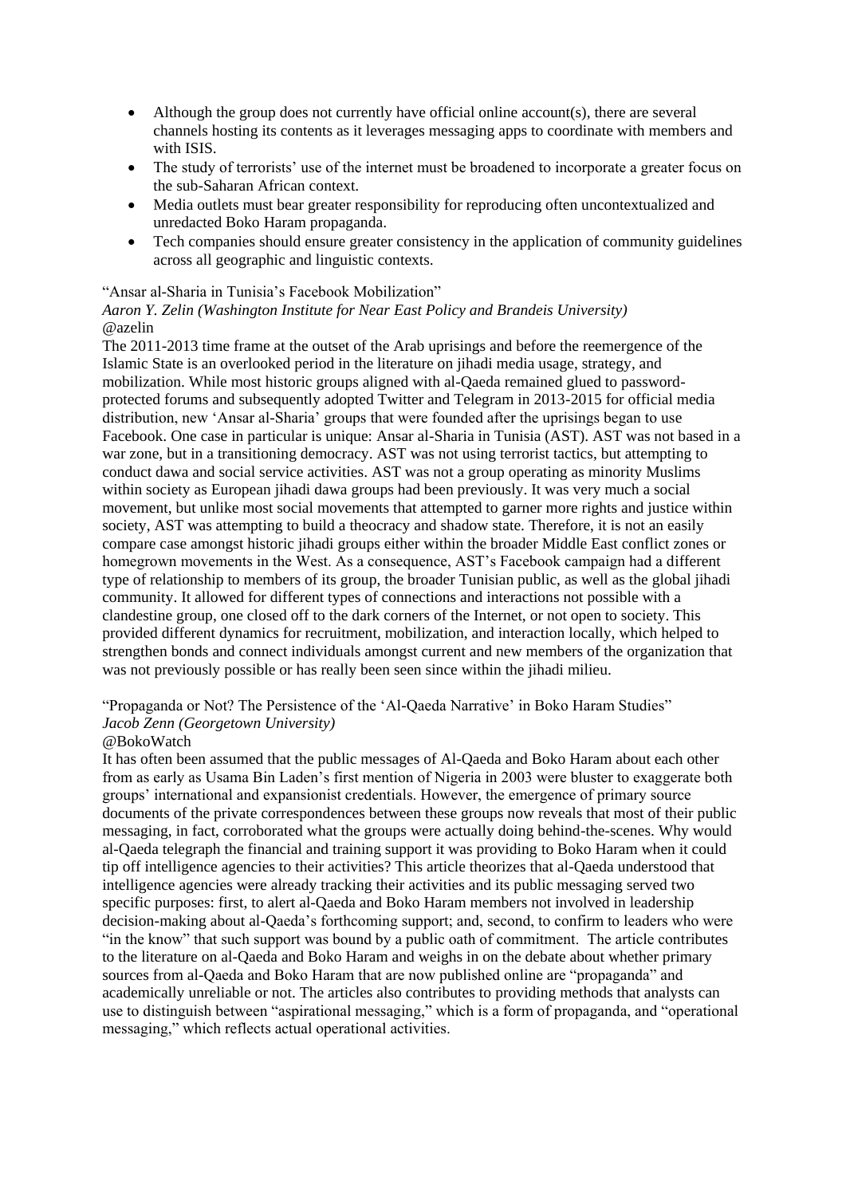- Although the group does not currently have official online account(s), there are several channels hosting its contents as it leverages messaging apps to coordinate with members and with ISIS.
- The study of terrorists' use of the internet must be broadened to incorporate a greater focus on the sub-Saharan African context.
- Media outlets must bear greater responsibility for reproducing often uncontextualized and unredacted Boko Haram propaganda.
- Tech companies should ensure greater consistency in the application of community guidelines across all geographic and linguistic contexts.

"Ansar al-Sharia in Tunisia's Facebook Mobilization"
*Aaron Y. Zelin (Washington Institute for Near East Policy and Brandeis University)*
@azelin

The 2011-2013 time frame at the outset of the Arab uprisings and before the reemergence of the Islamic State is an overlooked period in the literature on jihadi media usage, strategy, and mobilization. While most historic groups aligned with al-Qaeda remained glued to password-protected forums and subsequently adopted Twitter and Telegram in 2013-2015 for official media distribution, new 'Ansar al-Sharia' groups that were founded after the uprisings began to use Facebook. One case in particular is unique: Ansar al-Sharia in Tunisia (AST). AST was not based in a war zone, but in a transitioning democracy. AST was not using terrorist tactics, but attempting to conduct dawa and social service activities. AST was not a group operating as minority Muslims within society as European jihadi dawa groups had been previously. It was very much a social movement, but unlike most social movements that attempted to garner more rights and justice within society, AST was attempting to build a theocracy and shadow state. Therefore, it is not an easily compare case amongst historic jihadi groups either within the broader Middle East conflict zones or homegrown movements in the West. As a consequence, AST's Facebook campaign had a different type of relationship to members of its group, the broader Tunisian public, as well as the global jihadi community. It allowed for different types of connections and interactions not possible with a clandestine group, one closed off to the dark corners of the Internet, or not open to society. This provided different dynamics for recruitment, mobilization, and interaction locally, which helped to strengthen bonds and connect individuals amongst current and new members of the organization that was not previously possible or has really been seen since within the jihadi milieu.

"Propaganda or Not? The Persistence of the 'Al-Qaeda Narrative' in Boko Haram Studies"
*Jacob Zenn (Georgetown University)*
@BokoWatch

It has often been assumed that the public messages of Al-Qaeda and Boko Haram about each other from as early as Usama Bin Laden's first mention of Nigeria in 2003 were bluster to exaggerate both groups' international and expansionist credentials. However, the emergence of primary source documents of the private correspondences between these groups now reveals that most of their public messaging, in fact, corroborated what the groups were actually doing behind-the-scenes. Why would al-Qaeda telegraph the financial and training support it was providing to Boko Haram when it could tip off intelligence agencies to their activities? This article theorizes that al-Qaeda understood that intelligence agencies were already tracking their activities and its public messaging served two specific purposes: first, to alert al-Qaeda and Boko Haram members not involved in leadership decision-making about al-Qaeda's forthcoming support; and, second, to confirm to leaders who were "in the know" that such support was bound by a public oath of commitment. The article contributes to the literature on al-Qaeda and Boko Haram and weighs in on the debate about whether primary sources from al-Qaeda and Boko Haram that are now published online are "propaganda" and academically unreliable or not. The articles also contributes to providing methods that analysts can use to distinguish between "aspirational messaging," which is a form of propaganda, and "operational messaging," which reflects actual operational activities.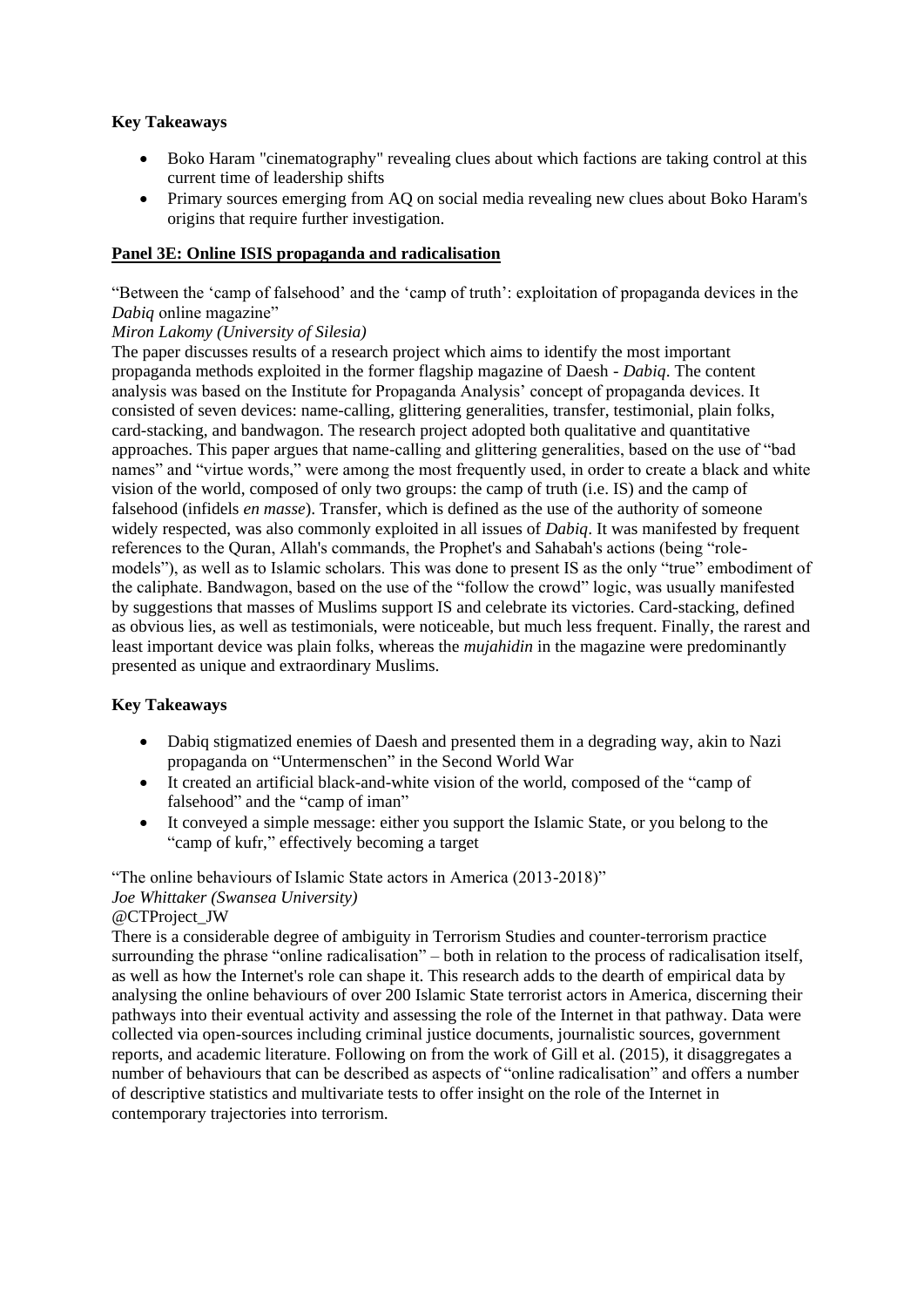**Key Takeaways**

- Boko Haram "cinematography" revealing clues about which factions are taking control at this current time of leadership shifts
- Primary sources emerging from AQ on social media revealing new clues about Boko Haram's origins that require further investigation.

**Panel 3E: Online ISIS propaganda and radicalisation**

"Between the 'camp of falsehood' and the 'camp of truth': exploitation of propaganda devices in the *Dabiq* online magazine"

*Miron Lakomy (University of Silesia)*

The paper discusses results of a research project which aims to identify the most important propaganda methods exploited in the former flagship magazine of Daesh - *Dabiq*. The content analysis was based on the Institute for Propaganda Analysis' concept of propaganda devices. It consisted of seven devices: name-calling, glittering generalities, transfer, testimonial, plain folks, card-stacking, and bandwagon. The research project adopted both qualitative and quantitative approaches. This paper argues that name-calling and glittering generalities, based on the use of "bad names" and "virtue words," were among the most frequently used, in order to create a black and white vision of the world, composed of only two groups: the camp of truth (i.e. IS) and the camp of falsehood (infidels *en masse*). Transfer, which is defined as the use of the authority of someone widely respected, was also commonly exploited in all issues of *Dabiq*. It was manifested by frequent references to the Quran, Allah's commands, the Prophet's and Sahabah's actions (being "role-models"), as well as to Islamic scholars. This was done to present IS as the only "true" embodiment of the caliphate. Bandwagon, based on the use of the "follow the crowd" logic, was usually manifested by suggestions that masses of Muslims support IS and celebrate its victories. Card-stacking, defined as obvious lies, as well as testimonials, were noticeable, but much less frequent. Finally, the rarest and least important device was plain folks, whereas the *mujahidin* in the magazine were predominantly presented as unique and extraordinary Muslims.

**Key Takeaways**

- Dabiq stigmatized enemies of Daesh and presented them in a degrading way, akin to Nazi propaganda on "Untermenschen" in the Second World War
- It created an artificial black-and-white vision of the world, composed of the "camp of falsehood" and the "camp of iman"
- It conveyed a simple message: either you support the Islamic State, or you belong to the "camp of kufr," effectively becoming a target

"The online behaviours of Islamic State actors in America (2013-2018)"

*Joe Whittaker (Swansea University)*

@CTProject_JW

There is a considerable degree of ambiguity in Terrorism Studies and counter-terrorism practice surrounding the phrase "online radicalisation" – both in relation to the process of radicalisation itself, as well as how the Internet's role can shape it. This research adds to the dearth of empirical data by analysing the online behaviours of over 200 Islamic State terrorist actors in America, discerning their pathways into their eventual activity and assessing the role of the Internet in that pathway. Data were collected via open-sources including criminal justice documents, journalistic sources, government reports, and academic literature. Following on from the work of Gill et al. (2015), it disaggregates a number of behaviours that can be described as aspects of "online radicalisation" and offers a number of descriptive statistics and multivariate tests to offer insight on the role of the Internet in contemporary trajectories into terrorism.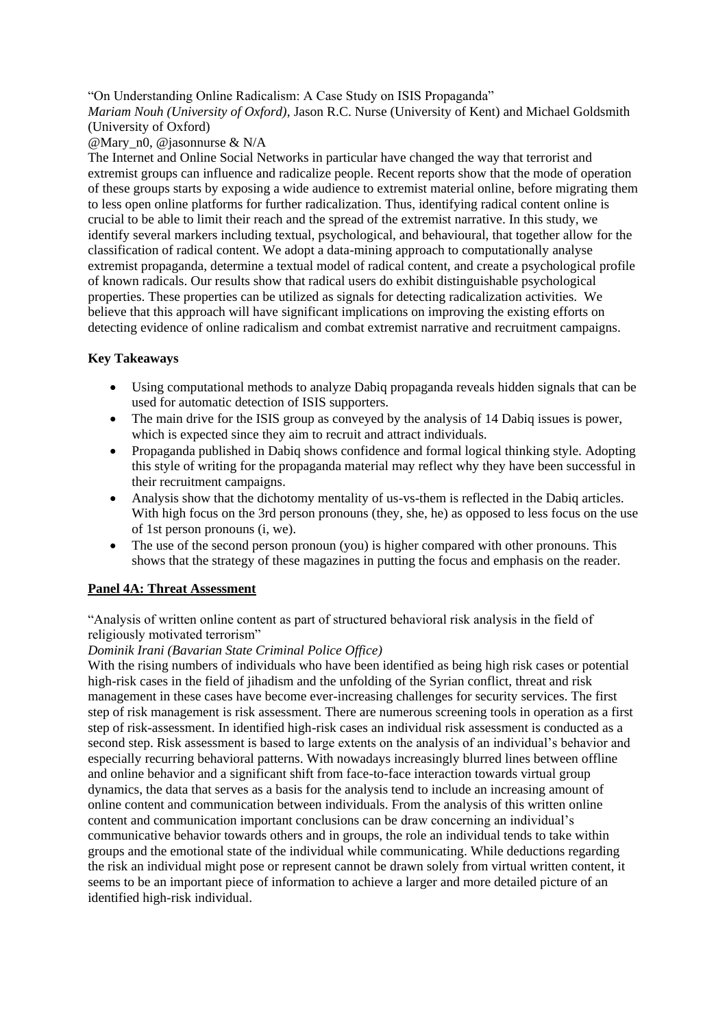"On Understanding Online Radicalism: A Case Study on ISIS Propaganda"
*Mariam Nouh (University of Oxford)*, Jason R.C. Nurse (University of Kent) and Michael Goldsmith (University of Oxford)
@Mary_n0, @jasonnurse & N/A

The Internet and Online Social Networks in particular have changed the way that terrorist and extremist groups can influence and radicalize people. Recent reports show that the mode of operation of these groups starts by exposing a wide audience to extremist material online, before migrating them to less open online platforms for further radicalization. Thus, identifying radical content online is crucial to be able to limit their reach and the spread of the extremist narrative. In this study, we identify several markers including textual, psychological, and behavioural, that together allow for the classification of radical content. We adopt a data-mining approach to computationally analyse extremist propaganda, determine a textual model of radical content, and create a psychological profile of known radicals. Our results show that radical users do exhibit distinguishable psychological properties. These properties can be utilized as signals for detecting radicalization activities. We believe that this approach will have significant implications on improving the existing efforts on detecting evidence of online radicalism and combat extremist narrative and recruitment campaigns.

**Key Takeaways**

- Using computational methods to analyze Dabiq propaganda reveals hidden signals that can be used for automatic detection of ISIS supporters.
- The main drive for the ISIS group as conveyed by the analysis of 14 Dabiq issues is power, which is expected since they aim to recruit and attract individuals.
- Propaganda published in Dabiq shows confidence and formal logical thinking style. Adopting this style of writing for the propaganda material may reflect why they have been successful in their recruitment campaigns.
- Analysis show that the dichotomy mentality of us-vs-them is reflected in the Dabiq articles. With high focus on the 3rd person pronouns (they, she, he) as opposed to less focus on the use of 1st person pronouns (i, we).
- The use of the second person pronoun (you) is higher compared with other pronouns. This shows that the strategy of these magazines in putting the focus and emphasis on the reader.

## Panel 4A: Threat Assessment

"Analysis of written online content as part of structured behavioral risk analysis in the field of religiously motivated terrorism"
*Dominik Irani (Bavarian State Criminal Police Office)*

With the rising numbers of individuals who have been identified as being high risk cases or potential high-risk cases in the field of jihadism and the unfolding of the Syrian conflict, threat and risk management in these cases have become ever-increasing challenges for security services. The first step of risk management is risk assessment. There are numerous screening tools in operation as a first step of risk-assessment. In identified high-risk cases an individual risk assessment is conducted as a second step. Risk assessment is based to large extents on the analysis of an individual's behavior and especially recurring behavioral patterns. With nowadays increasingly blurred lines between offline and online behavior and a significant shift from face-to-face interaction towards virtual group dynamics, the data that serves as a basis for the analysis tend to include an increasing amount of online content and communication between individuals. From the analysis of this written online content and communication important conclusions can be draw concerning an individual's communicative behavior towards others and in groups, the role an individual tends to take within groups and the emotional state of the individual while communicating. While deductions regarding the risk an individual might pose or represent cannot be drawn solely from virtual written content, it seems to be an important piece of information to achieve a larger and more detailed picture of an identified high-risk individual.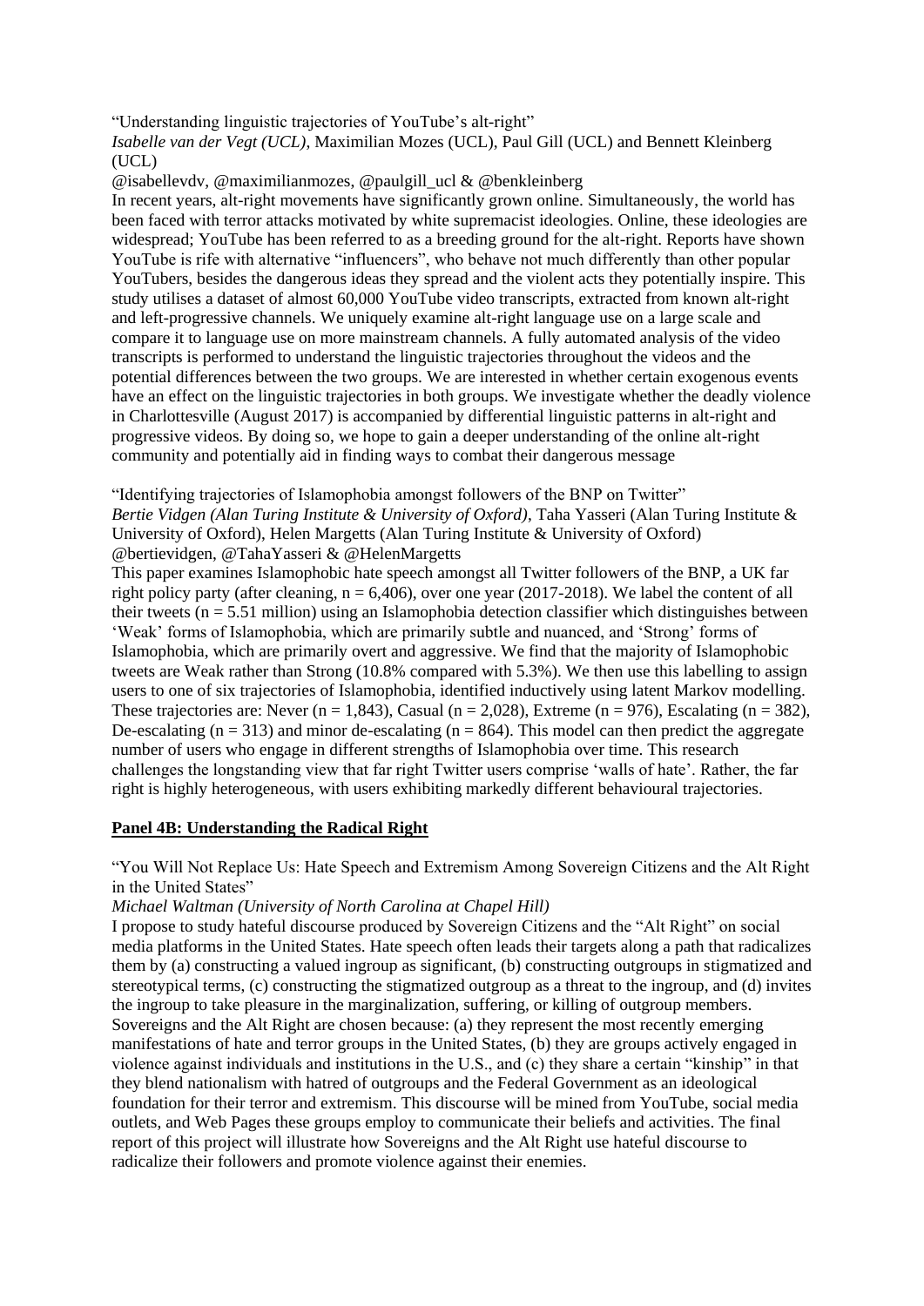"Understanding linguistic trajectories of YouTube's alt-right"

*Isabelle van der Vegt (UCL)*, Maximilian Mozes (UCL), Paul Gill (UCL) and Bennett Kleinberg (UCL)

@isabellevdv, @maximilianmozes, @paulgill_ucl & @benkleinberg

In recent years, alt-right movements have significantly grown online. Simultaneously, the world has been faced with terror attacks motivated by white supremacist ideologies. Online, these ideologies are widespread; YouTube has been referred to as a breeding ground for the alt-right. Reports have shown YouTube is rife with alternative "influencers", who behave not much differently than other popular YouTubers, besides the dangerous ideas they spread and the violent acts they potentially inspire. This study utilises a dataset of almost 60,000 YouTube video transcripts, extracted from known alt-right and left-progressive channels. We uniquely examine alt-right language use on a large scale and compare it to language use on more mainstream channels. A fully automated analysis of the video transcripts is performed to understand the linguistic trajectories throughout the videos and the potential differences between the two groups. We are interested in whether certain exogenous events have an effect on the linguistic trajectories in both groups. We investigate whether the deadly violence in Charlottesville (August 2017) is accompanied by differential linguistic patterns in alt-right and progressive videos. By doing so, we hope to gain a deeper understanding of the online alt-right community and potentially aid in finding ways to combat their dangerous message

"Identifying trajectories of Islamophobia amongst followers of the BNP on Twitter"

*Bertie Vidgen (Alan Turing Institute & University of Oxford)*, Taha Yasseri (Alan Turing Institute & University of Oxford), Helen Margetts (Alan Turing Institute & University of Oxford)

@bertievidgen, @TahaYasseri & @HelenMargetts

This paper examines Islamophobic hate speech amongst all Twitter followers of the BNP, a UK far right policy party (after cleaning, n = 6,406), over one year (2017-2018). We label the content of all their tweets (n = 5.51 million) using an Islamophobia detection classifier which distinguishes between 'Weak' forms of Islamophobia, which are primarily subtle and nuanced, and 'Strong' forms of Islamophobia, which are primarily overt and aggressive. We find that the majority of Islamophobic tweets are Weak rather than Strong (10.8% compared with 5.3%). We then use this labelling to assign users to one of six trajectories of Islamophobia, identified inductively using latent Markov modelling. These trajectories are: Never (n = 1,843), Casual (n = 2,028), Extreme (n = 976), Escalating (n = 382), De-escalating (n = 313) and minor de-escalating (n = 864). This model can then predict the aggregate number of users who engage in different strengths of Islamophobia over time. This research challenges the longstanding view that far right Twitter users comprise 'walls of hate'. Rather, the far right is highly heterogeneous, with users exhibiting markedly different behavioural trajectories.

## Panel 4B: Understanding the Radical Right

"You Will Not Replace Us: Hate Speech and Extremism Among Sovereign Citizens and the Alt Right in the United States"

*Michael Waltman (University of North Carolina at Chapel Hill)*

I propose to study hateful discourse produced by Sovereign Citizens and the "Alt Right" on social media platforms in the United States. Hate speech often leads their targets along a path that radicalizes them by (a) constructing a valued ingroup as significant, (b) constructing outgroups in stigmatized and stereotypical terms, (c) constructing the stigmatized outgroup as a threat to the ingroup, and (d) invites the ingroup to take pleasure in the marginalization, suffering, or killing of outgroup members. Sovereigns and the Alt Right are chosen because: (a) they represent the most recently emerging manifestations of hate and terror groups in the United States, (b) they are groups actively engaged in violence against individuals and institutions in the U.S., and (c) they share a certain "kinship" in that they blend nationalism with hatred of outgroups and the Federal Government as an ideological foundation for their terror and extremism. This discourse will be mined from YouTube, social media outlets, and Web Pages these groups employ to communicate their beliefs and activities. The final report of this project will illustrate how Sovereigns and the Alt Right use hateful discourse to radicalize their followers and promote violence against their enemies.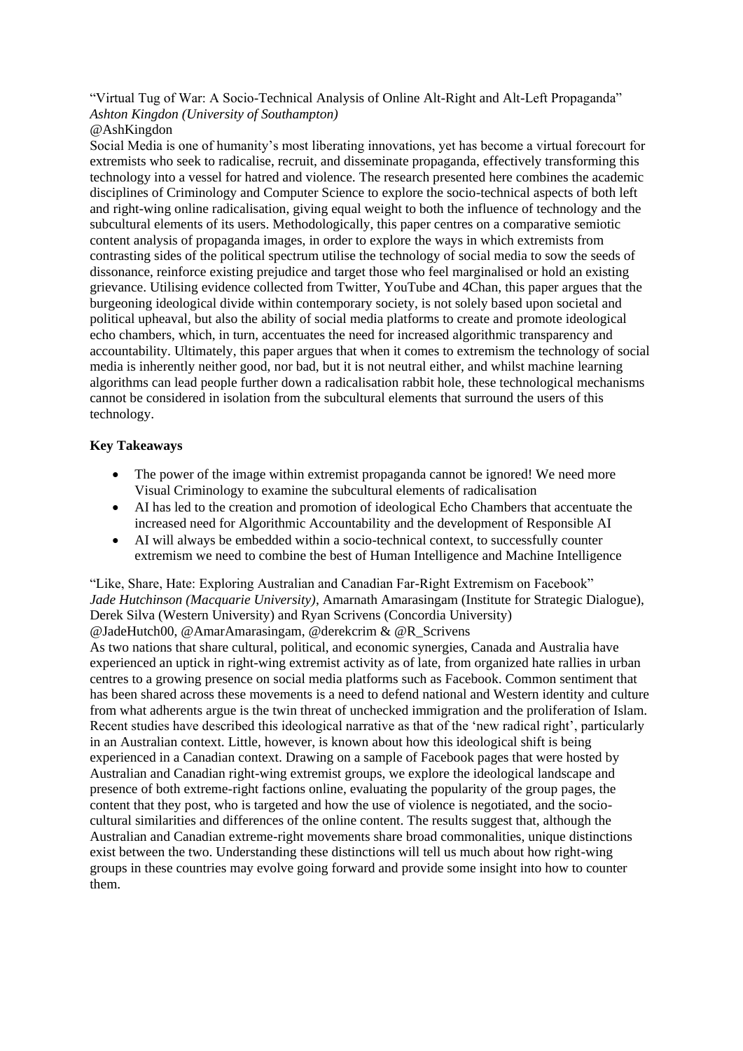“Virtual Tug of War: A Socio-Technical Analysis of Online Alt-Right and Alt-Left Propaganda”
*Ashton Kingdon (University of Southampton)*
@AshKingdon

Social Media is one of humanity’s most liberating innovations, yet has become a virtual forecourt for extremists who seek to radicalise, recruit, and disseminate propaganda, effectively transforming this technology into a vessel for hatred and violence. The research presented here combines the academic disciplines of Criminology and Computer Science to explore the socio-technical aspects of both left and right-wing online radicalisation, giving equal weight to both the influence of technology and the subcultural elements of its users. Methodologically, this paper centres on a comparative semiotic content analysis of propaganda images, in order to explore the ways in which extremists from contrasting sides of the political spectrum utilise the technology of social media to sow the seeds of dissonance, reinforce existing prejudice and target those who feel marginalised or hold an existing grievance. Utilising evidence collected from Twitter, YouTube and 4Chan, this paper argues that the burgeoning ideological divide within contemporary society, is not solely based upon societal and political upheaval, but also the ability of social media platforms to create and promote ideological echo chambers, which, in turn, accentuates the need for increased algorithmic transparency and accountability. Ultimately, this paper argues that when it comes to extremism the technology of social media is inherently neither good, nor bad, but it is not neutral either, and whilst machine learning algorithms can lead people further down a radicalisation rabbit hole, these technological mechanisms cannot be considered in isolation from the subcultural elements that surround the users of this technology.

**Key Takeaways**

- The power of the image within extremist propaganda cannot be ignored! We need more Visual Criminology to examine the subcultural elements of radicalisation
- AI has led to the creation and promotion of ideological Echo Chambers that accentuate the increased need for Algorithmic Accountability and the development of Responsible AI
- AI will always be embedded within a socio-technical context, to successfully counter extremism we need to combine the best of Human Intelligence and Machine Intelligence

“Like, Share, Hate: Exploring Australian and Canadian Far-Right Extremism on Facebook”
*Jade Hutchinson (Macquarie University)*, Amarnath Amarasingam (Institute for Strategic Dialogue), Derek Silva (Western University) and Ryan Scrivens (Concordia University)
@JadeHutch00, @AmarAmarasingam, @derekcrim & @R_Scrivens

As two nations that share cultural, political, and economic synergies, Canada and Australia have experienced an uptick in right-wing extremist activity as of late, from organized hate rallies in urban centres to a growing presence on social media platforms such as Facebook. Common sentiment that has been shared across these movements is a need to defend national and Western identity and culture from what adherents argue is the twin threat of unchecked immigration and the proliferation of Islam. Recent studies have described this ideological narrative as that of the ‘new radical right’, particularly in an Australian context. Little, however, is known about how this ideological shift is being experienced in a Canadian context. Drawing on a sample of Facebook pages that were hosted by Australian and Canadian right-wing extremist groups, we explore the ideological landscape and presence of both extreme-right factions online, evaluating the popularity of the group pages, the content that they post, who is targeted and how the use of violence is negotiated, and the socio-cultural similarities and differences of the online content. The results suggest that, although the Australian and Canadian extreme-right movements share broad commonalities, unique distinctions exist between the two. Understanding these distinctions will tell us much about how right-wing groups in these countries may evolve going forward and provide some insight into how to counter them.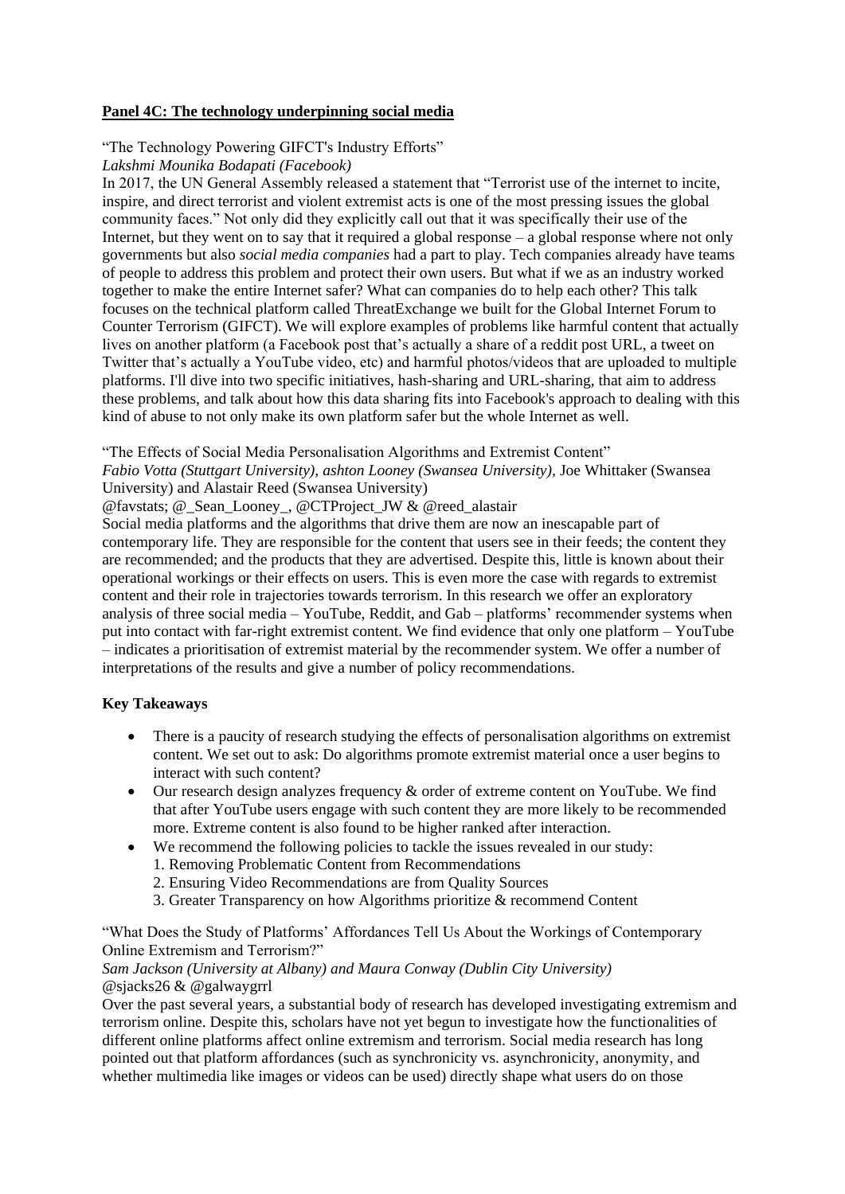**Panel 4C: The technology underpinning social media**

"The Technology Powering GIFCT's Industry Efforts"
*Lakshmi Mounika Bodapati (Facebook)*
In 2017, the UN General Assembly released a statement that "Terrorist use of the internet to incite, inspire, and direct terrorist and violent extremist acts is one of the most pressing issues the global community faces." Not only did they explicitly call out that it was specifically their use of the Internet, but they went on to say that it required a global response – a global response where not only governments but also *social media companies* had a part to play. Tech companies already have teams of people to address this problem and protect their own users. But what if we as an industry worked together to make the entire Internet safer? What can companies do to help each other? This talk focuses on the technical platform called ThreatExchange we built for the Global Internet Forum to Counter Terrorism (GIFCT). We will explore examples of problems like harmful content that actually lives on another platform (a Facebook post that's actually a share of a reddit post URL, a tweet on Twitter that's actually a YouTube video, etc) and harmful photos/videos that are uploaded to multiple platforms. I'll dive into two specific initiatives, hash-sharing and URL-sharing, that aim to address these problems, and talk about how this data sharing fits into Facebook's approach to dealing with this kind of abuse to not only make its own platform safer but the whole Internet as well.

"The Effects of Social Media Personalisation Algorithms and Extremist Content"
*Fabio Votta (Stuttgart University), ashton Looney (Swansea University),* Joe Whittaker (Swansea University) and Alastair Reed (Swansea University)
@favstats; @_Sean_Looney_, @CTProject_JW & @reed_alastair
Social media platforms and the algorithms that drive them are now an inescapable part of contemporary life. They are responsible for the content that users see in their feeds; the content they are recommended; and the products that they are advertised. Despite this, little is known about their operational workings or their effects on users. This is even more the case with regards to extremist content and their role in trajectories towards terrorism. In this research we offer an exploratory analysis of three social media – YouTube, Reddit, and Gab – platforms' recommender systems when put into contact with far-right extremist content. We find evidence that only one platform – YouTube – indicates a prioritisation of extremist material by the recommender system. We offer a number of interpretations of the results and give a number of policy recommendations.

**Key Takeaways**

- There is a paucity of research studying the effects of personalisation algorithms on extremist content. We set out to ask: Do algorithms promote extremist material once a user begins to interact with such content?
- Our research design analyzes frequency & order of extreme content on YouTube. We find that after YouTube users engage with such content they are more likely to be recommended more. Extreme content is also found to be higher ranked after interaction.
- We recommend the following policies to tackle the issues revealed in our study:
  1. Removing Problematic Content from Recommendations
  2. Ensuring Video Recommendations are from Quality Sources
  3. Greater Transparency on how Algorithms prioritize & recommend Content

"What Does the Study of Platforms' Affordances Tell Us About the Workings of Contemporary Online Extremism and Terrorism?"
*Sam Jackson (University at Albany) and Maura Conway (Dublin City University)*
@sjacks26 & @galwaygrrl
Over the past several years, a substantial body of research has developed investigating extremism and terrorism online. Despite this, scholars have not yet begun to investigate how the functionalities of different online platforms affect online extremism and terrorism. Social media research has long pointed out that platform affordances (such as synchronicity vs. asynchronicity, anonymity, and whether multimedia like images or videos can be used) directly shape what users do on those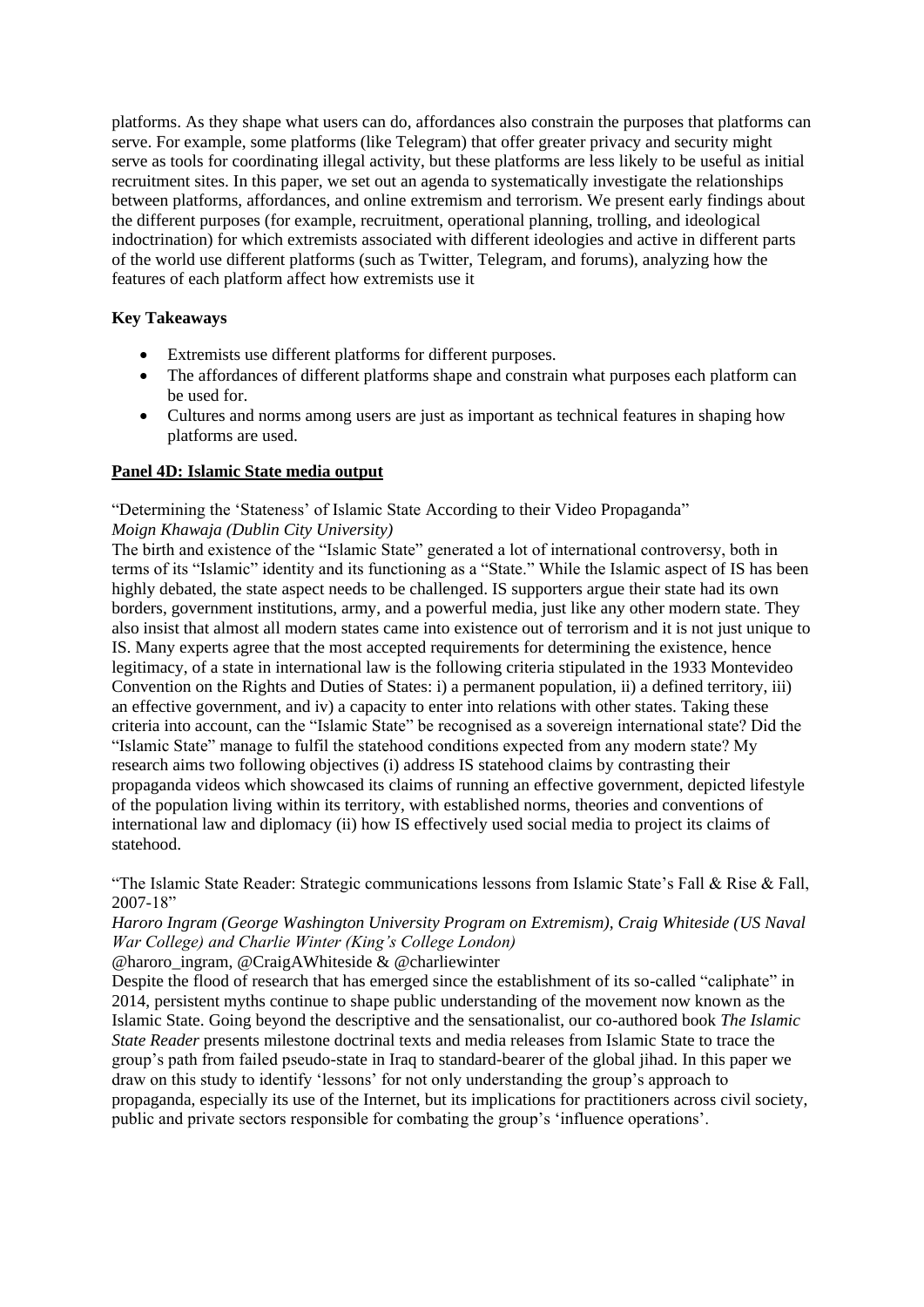platforms. As they shape what users can do, affordances also constrain the purposes that platforms can serve. For example, some platforms (like Telegram) that offer greater privacy and security might serve as tools for coordinating illegal activity, but these platforms are less likely to be useful as initial recruitment sites. In this paper, we set out an agenda to systematically investigate the relationships between platforms, affordances, and online extremism and terrorism. We present early findings about the different purposes (for example, recruitment, operational planning, trolling, and ideological indoctrination) for which extremists associated with different ideologies and active in different parts of the world use different platforms (such as Twitter, Telegram, and forums), analyzing how the features of each platform affect how extremists use it

**Key Takeaways**

- Extremists use different platforms for different purposes.
- The affordances of different platforms shape and constrain what purposes each platform can be used for.
- Cultures and norms among users are just as important as technical features in shaping how platforms are used.

**Panel 4D: Islamic State media output**

"Determining the 'Stateness' of Islamic State According to their Video Propaganda"
*Moign Khawaja (Dublin City University)*
The birth and existence of the "Islamic State" generated a lot of international controversy, both in terms of its "Islamic" identity and its functioning as a "State." While the Islamic aspect of IS has been highly debated, the state aspect needs to be challenged. IS supporters argue their state had its own borders, government institutions, army, and a powerful media, just like any other modern state. They also insist that almost all modern states came into existence out of terrorism and it is not just unique to IS. Many experts agree that the most accepted requirements for determining the existence, hence legitimacy, of a state in international law is the following criteria stipulated in the 1933 Montevideo Convention on the Rights and Duties of States: i) a permanent population, ii) a defined territory, iii) an effective government, and iv) a capacity to enter into relations with other states. Taking these criteria into account, can the "Islamic State" be recognised as a sovereign international state? Did the "Islamic State" manage to fulfil the statehood conditions expected from any modern state? My research aims two following objectives (i) address IS statehood claims by contrasting their propaganda videos which showcased its claims of running an effective government, depicted lifestyle of the population living within its territory, with established norms, theories and conventions of international law and diplomacy (ii) how IS effectively used social media to project its claims of statehood.

"The Islamic State Reader: Strategic communications lessons from Islamic State's Fall & Rise & Fall, 2007-18"
*Haroro Ingram (George Washington University Program on Extremism), Craig Whiteside (US Naval War College) and Charlie Winter (King's College London)*
@haroro_ingram, @CraigAWhiteside & @charliewinter
Despite the flood of research that has emerged since the establishment of its so-called "caliphate" in 2014, persistent myths continue to shape public understanding of the movement now known as the Islamic State. Going beyond the descriptive and the sensationalist, our co-authored book *The Islamic State Reader* presents milestone doctrinal texts and media releases from Islamic State to trace the group's path from failed pseudo-state in Iraq to standard-bearer of the global jihad. In this paper we draw on this study to identify 'lessons' for not only understanding the group's approach to propaganda, especially its use of the Internet, but its implications for practitioners across civil society, public and private sectors responsible for combating the group's 'influence operations'.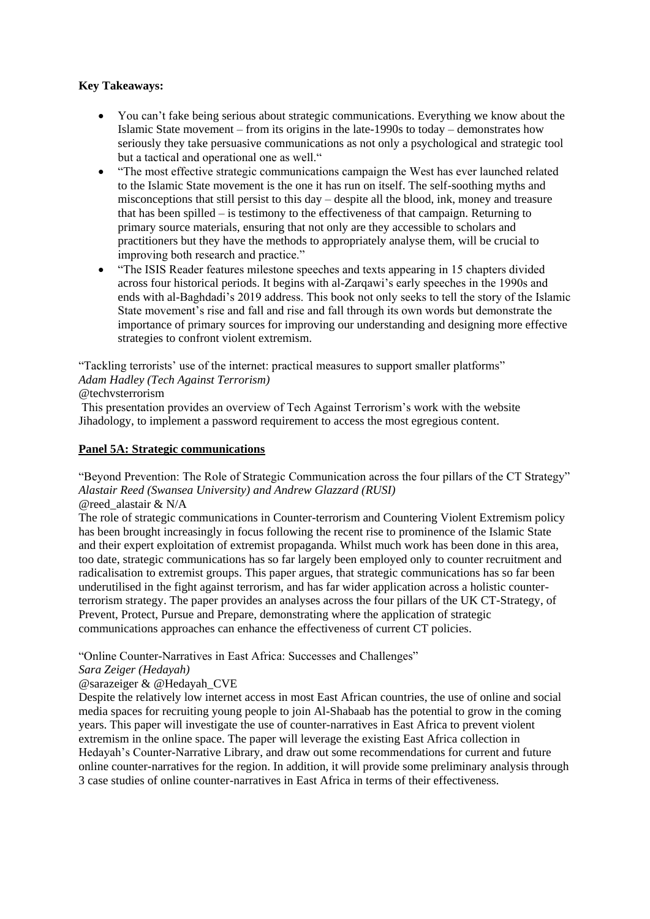**Key Takeaways:**

- You can't fake being serious about strategic communications. Everything we know about the Islamic State movement – from its origins in the late-1990s to today – demonstrates how seriously they take persuasive communications as not only a psychological and strategic tool but a tactical and operational one as well."
- "The most effective strategic communications campaign the West has ever launched related to the Islamic State movement is the one it has run on itself. The self-soothing myths and misconceptions that still persist to this day – despite all the blood, ink, money and treasure that has been spilled – is testimony to the effectiveness of that campaign. Returning to primary source materials, ensuring that not only are they accessible to scholars and practitioners but they have the methods to appropriately analyse them, will be crucial to improving both research and practice."
- "The ISIS Reader features milestone speeches and texts appearing in 15 chapters divided across four historical periods. It begins with al-Zarqawi's early speeches in the 1990s and ends with al-Baghdadi's 2019 address. This book not only seeks to tell the story of the Islamic State movement's rise and fall and rise and fall through its own words but demonstrate the importance of primary sources for improving our understanding and designing more effective strategies to confront violent extremism.

"Tackling terrorists' use of the internet: practical measures to support smaller platforms"
*Adam Hadley (Tech Against Terrorism)*
@techvsterrorism
This presentation provides an overview of Tech Against Terrorism's work with the website Jihadology, to implement a password requirement to access the most egregious content.

**Panel 5A: Strategic communications**

"Beyond Prevention: The Role of Strategic Communication across the four pillars of the CT Strategy"
*Alastair Reed (Swansea University) and Andrew Glazzard (RUSI)*
@reed_alastair & N/A
The role of strategic communications in Counter-terrorism and Countering Violent Extremism policy has been brought increasingly in focus following the recent rise to prominence of the Islamic State and their expert exploitation of extremist propaganda. Whilst much work has been done in this area, too date, strategic communications has so far largely been employed only to counter recruitment and radicalisation to extremist groups. This paper argues, that strategic communications has so far been underutilised in the fight against terrorism, and has far wider application across a holistic counter-terrorism strategy. The paper provides an analyses across the four pillars of the UK CT-Strategy, of Prevent, Protect, Pursue and Prepare, demonstrating where the application of strategic communications approaches can enhance the effectiveness of current CT policies.

"Online Counter-Narratives in East Africa: Successes and Challenges"
*Sara Zeiger (Hedayah)*
@sarazeiger & @Hedayah_CVE
Despite the relatively low internet access in most East African countries, the use of online and social media spaces for recruiting young people to join Al-Shabaab has the potential to grow in the coming years. This paper will investigate the use of counter-narratives in East Africa to prevent violent extremism in the online space. The paper will leverage the existing East Africa collection in Hedayah's Counter-Narrative Library, and draw out some recommendations for current and future online counter-narratives for the region. In addition, it will provide some preliminary analysis through 3 case studies of online counter-narratives in East Africa in terms of their effectiveness.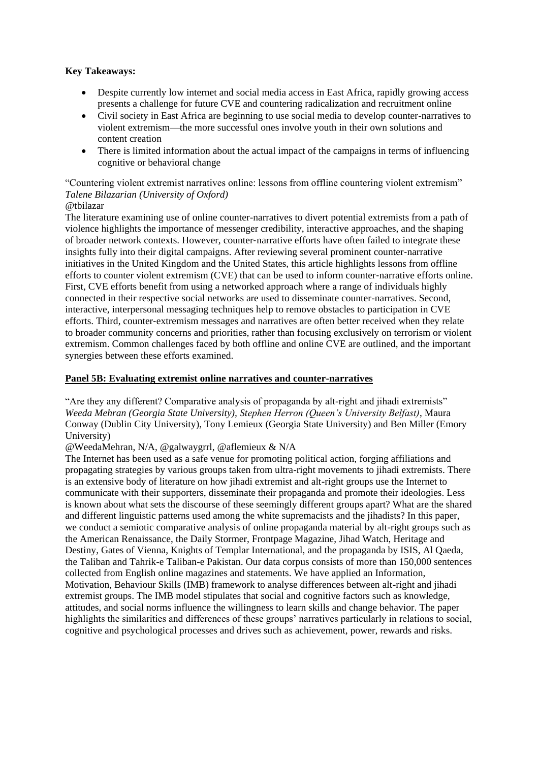**Key Takeaways:**

- Despite currently low internet and social media access in East Africa, rapidly growing access presents a challenge for future CVE and countering radicalization and recruitment online
- Civil society in East Africa are beginning to use social media to develop counter-narratives to violent extremism—the more successful ones involve youth in their own solutions and content creation
- There is limited information about the actual impact of the campaigns in terms of influencing cognitive or behavioral change

"Countering violent extremist narratives online: lessons from offline countering violent extremism"
*Talene Bilazarian (University of Oxford)*
@tbilazar

The literature examining use of online counter-narratives to divert potential extremists from a path of violence highlights the importance of messenger credibility, interactive approaches, and the shaping of broader network contexts. However, counter-narrative efforts have often failed to integrate these insights fully into their digital campaigns. After reviewing several prominent counter-narrative initiatives in the United Kingdom and the United States, this article highlights lessons from offline efforts to counter violent extremism (CVE) that can be used to inform counter-narrative efforts online. First, CVE efforts benefit from using a networked approach where a range of individuals highly connected in their respective social networks are used to disseminate counter-narratives. Second, interactive, interpersonal messaging techniques help to remove obstacles to participation in CVE efforts. Third, counter-extremism messages and narratives are often better received when they relate to broader community concerns and priorities, rather than focusing exclusively on terrorism or violent extremism. Common challenges faced by both offline and online CVE are outlined, and the important synergies between these efforts examined.

**Panel 5B: Evaluating extremist online narratives and counter-narratives**

"Are they any different? Comparative analysis of propaganda by alt-right and jihadi extremists"
*Weeda Mehran (Georgia State University), Stephen Herron (Queen's University Belfast)*, Maura Conway (Dublin City University), Tony Lemieux (Georgia State University) and Ben Miller (Emory University)
@WeedaMehran, N/A, @galwaygrrl, @aflemieux & N/A

The Internet has been used as a safe venue for promoting political action, forging affiliations and propagating strategies by various groups taken from ultra-right movements to jihadi extremists. There is an extensive body of literature on how jihadi extremist and alt-right groups use the Internet to communicate with their supporters, disseminate their propaganda and promote their ideologies. Less is known about what sets the discourse of these seemingly different groups apart? What are the shared and different linguistic patterns used among the white supremacists and the jihadists? In this paper, we conduct a semiotic comparative analysis of online propaganda material by alt-right groups such as the American Renaissance, the Daily Stormer, Frontpage Magazine, Jihad Watch, Heritage and Destiny, Gates of Vienna, Knights of Templar International, and the propaganda by ISIS, Al Qaeda, the Taliban and Tahrik-e Taliban-e Pakistan. Our data corpus consists of more than 150,000 sentences collected from English online magazines and statements. We have applied an Information, Motivation, Behaviour Skills (IMB) framework to analyse differences between alt-right and jihadi extremist groups. The IMB model stipulates that social and cognitive factors such as knowledge, attitudes, and social norms influence the willingness to learn skills and change behavior. The paper highlights the similarities and differences of these groups' narratives particularly in relations to social, cognitive and psychological processes and drives such as achievement, power, rewards and risks.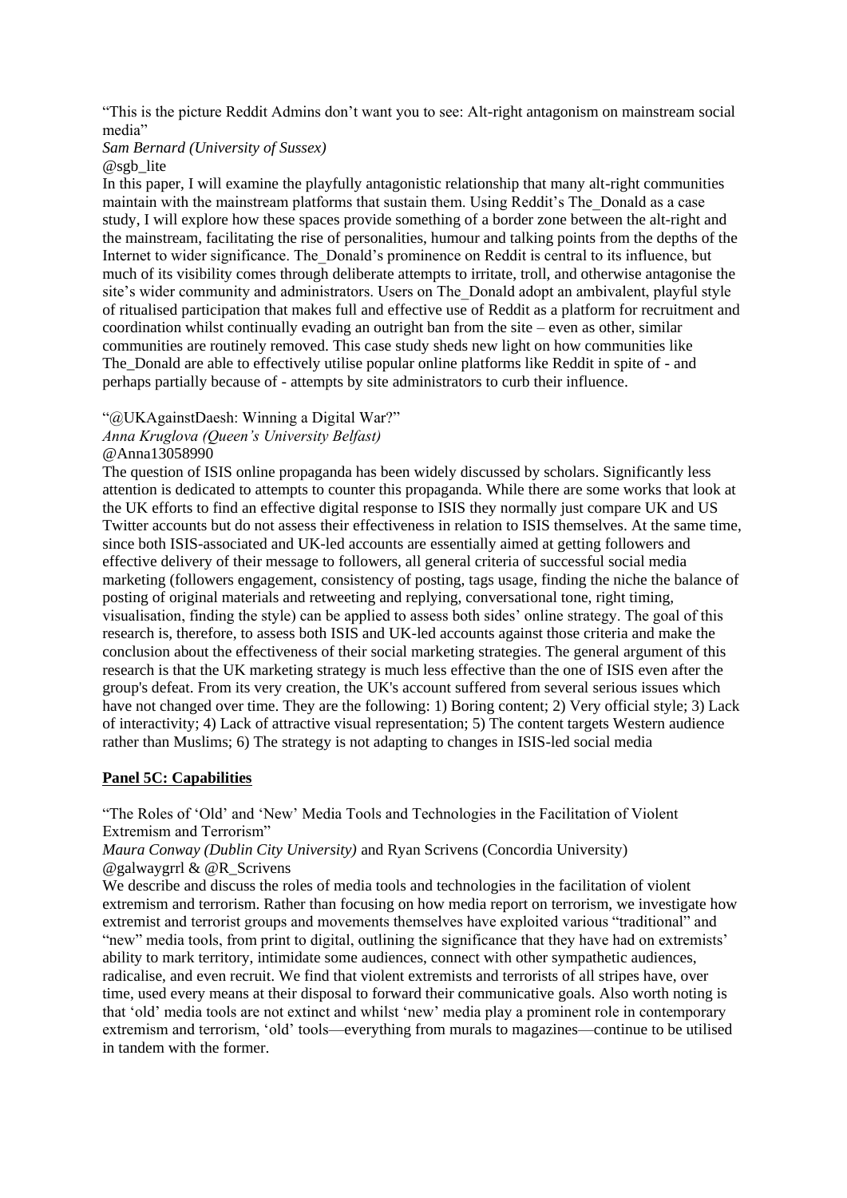"This is the picture Reddit Admins don't want you to see: Alt-right antagonism on mainstream social media"

*Sam Bernard (University of Sussex)*

@sgb_lite

In this paper, I will examine the playfully antagonistic relationship that many alt-right communities maintain with the mainstream platforms that sustain them. Using Reddit's The_Donald as a case study, I will explore how these spaces provide something of a border zone between the alt-right and the mainstream, facilitating the rise of personalities, humour and talking points from the depths of the Internet to wider significance. The_Donald's prominence on Reddit is central to its influence, but much of its visibility comes through deliberate attempts to irritate, troll, and otherwise antagonise the site's wider community and administrators. Users on The_Donald adopt an ambivalent, playful style of ritualised participation that makes full and effective use of Reddit as a platform for recruitment and coordination whilst continually evading an outright ban from the site – even as other, similar communities are routinely removed. This case study sheds new light on how communities like The_Donald are able to effectively utilise popular online platforms like Reddit in spite of - and perhaps partially because of - attempts by site administrators to curb their influence.

"@UKAgainstDaesh: Winning a Digital War?"

*Anna Kruglova (Queen's University Belfast)*

@Anna13058990

The question of ISIS online propaganda has been widely discussed by scholars. Significantly less attention is dedicated to attempts to counter this propaganda. While there are some works that look at the UK efforts to find an effective digital response to ISIS they normally just compare UK and US Twitter accounts but do not assess their effectiveness in relation to ISIS themselves. At the same time, since both ISIS-associated and UK-led accounts are essentially aimed at getting followers and effective delivery of their message to followers, all general criteria of successful social media marketing (followers engagement, consistency of posting, tags usage, finding the niche the balance of posting of original materials and retweeting and replying, conversational tone, right timing, visualisation, finding the style) can be applied to assess both sides' online strategy. The goal of this research is, therefore, to assess both ISIS and UK-led accounts against those criteria and make the conclusion about the effectiveness of their social marketing strategies. The general argument of this research is that the UK marketing strategy is much less effective than the one of ISIS even after the group's defeat. From its very creation, the UK's account suffered from several serious issues which have not changed over time. They are the following: 1) Boring content; 2) Very official style; 3) Lack of interactivity; 4) Lack of attractive visual representation; 5) The content targets Western audience rather than Muslims; 6) The strategy is not adapting to changes in ISIS-led social media

## Panel 5C: Capabilities

"The Roles of 'Old' and 'New' Media Tools and Technologies in the Facilitation of Violent Extremism and Terrorism"

*Maura Conway (Dublin City University)* and Ryan Scrivens (Concordia University)

@galwaygrrl & @R_Scrivens

We describe and discuss the roles of media tools and technologies in the facilitation of violent extremism and terrorism. Rather than focusing on how media report on terrorism, we investigate how extremist and terrorist groups and movements themselves have exploited various "traditional" and "new" media tools, from print to digital, outlining the significance that they have had on extremists' ability to mark territory, intimidate some audiences, connect with other sympathetic audiences, radicalise, and even recruit. We find that violent extremists and terrorists of all stripes have, over time, used every means at their disposal to forward their communicative goals. Also worth noting is that 'old' media tools are not extinct and whilst 'new' media play a prominent role in contemporary extremism and terrorism, 'old' tools—everything from murals to magazines—continue to be utilised in tandem with the former.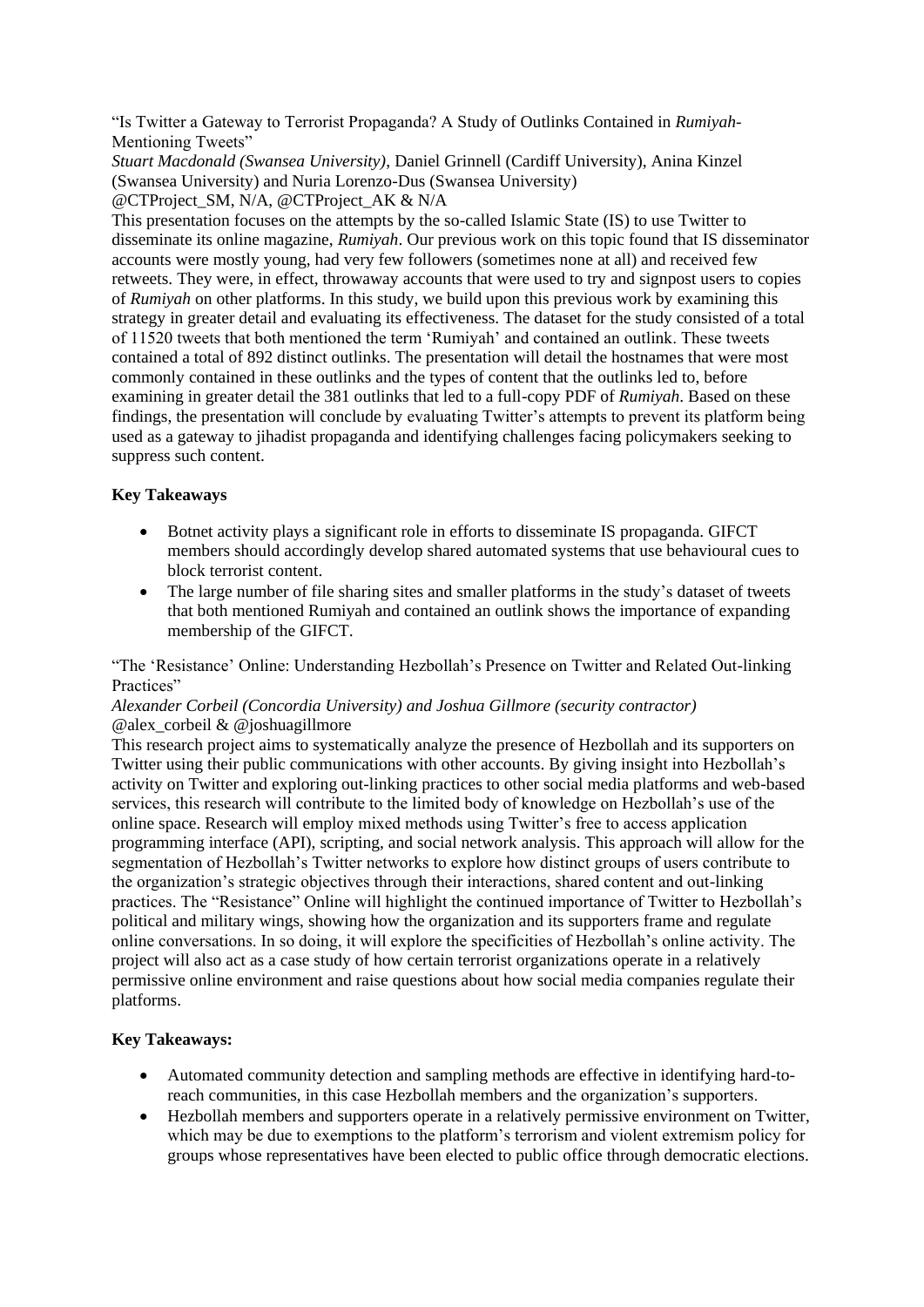"Is Twitter a Gateway to Terrorist Propaganda? A Study of Outlinks Contained in *Rumiyah*-Mentioning Tweets"

*Stuart Macdonald (Swansea University)*, Daniel Grinnell (Cardiff University), Anina Kinzel (Swansea University) and Nuria Lorenzo-Dus (Swansea University)

@CTProject_SM, N/A, @CTProject_AK & N/A

This presentation focuses on the attempts by the so-called Islamic State (IS) to use Twitter to disseminate its online magazine, *Rumiyah*. Our previous work on this topic found that IS disseminator accounts were mostly young, had very few followers (sometimes none at all) and received few retweets. They were, in effect, throwaway accounts that were used to try and signpost users to copies of *Rumiyah* on other platforms. In this study, we build upon this previous work by examining this strategy in greater detail and evaluating its effectiveness. The dataset for the study consisted of a total of 11520 tweets that both mentioned the term 'Rumiyah' and contained an outlink. These tweets contained a total of 892 distinct outlinks. The presentation will detail the hostnames that were most commonly contained in these outlinks and the types of content that the outlinks led to, before examining in greater detail the 381 outlinks that led to a full-copy PDF of *Rumiyah*. Based on these findings, the presentation will conclude by evaluating Twitter's attempts to prevent its platform being used as a gateway to jihadist propaganda and identifying challenges facing policymakers seeking to suppress such content.

**Key Takeaways**

- Botnet activity plays a significant role in efforts to disseminate IS propaganda. GIFCT members should accordingly develop shared automated systems that use behavioural cues to block terrorist content.
- The large number of file sharing sites and smaller platforms in the study's dataset of tweets that both mentioned Rumiyah and contained an outlink shows the importance of expanding membership of the GIFCT.

"The 'Resistance' Online: Understanding Hezbollah's Presence on Twitter and Related Out-linking Practices"

*Alexander Corbeil (Concordia University) and Joshua Gillmore (security contractor)*

@alex_corbeil & @joshuagillmore

This research project aims to systematically analyze the presence of Hezbollah and its supporters on Twitter using their public communications with other accounts. By giving insight into Hezbollah's activity on Twitter and exploring out-linking practices to other social media platforms and web-based services, this research will contribute to the limited body of knowledge on Hezbollah's use of the online space. Research will employ mixed methods using Twitter's free to access application programming interface (API), scripting, and social network analysis. This approach will allow for the segmentation of Hezbollah's Twitter networks to explore how distinct groups of users contribute to the organization's strategic objectives through their interactions, shared content and out-linking practices. The "Resistance" Online will highlight the continued importance of Twitter to Hezbollah's political and military wings, showing how the organization and its supporters frame and regulate online conversations. In so doing, it will explore the specificities of Hezbollah's online activity. The project will also act as a case study of how certain terrorist organizations operate in a relatively permissive online environment and raise questions about how social media companies regulate their platforms.

**Key Takeaways:**

- Automated community detection and sampling methods are effective in identifying hard-to-reach communities, in this case Hezbollah members and the organization's supporters.
- Hezbollah members and supporters operate in a relatively permissive environment on Twitter, which may be due to exemptions to the platform's terrorism and violent extremism policy for groups whose representatives have been elected to public office through democratic elections.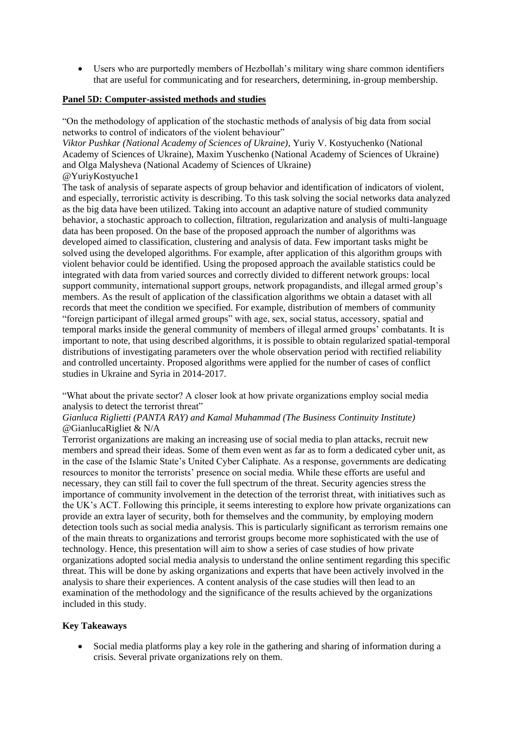- Users who are purportedly members of Hezbollah's military wing share common identifiers that are useful for communicating and for researchers, determining, in-group membership.

**Panel 5D: Computer-assisted methods and studies**

"On the methodology of application of the stochastic methods of analysis of big data from social networks to control of indicators of the violent behaviour"

*Viktor Pushkar (National Academy of Sciences of Ukraine)*, Yuriy V. Kostyuchenko (National Academy of Sciences of Ukraine), Maxim Yuschenko (National Academy of Sciences of Ukraine) and Olga Malysheva (National Academy of Sciences of Ukraine)

@YuriyKostyuche1

The task of analysis of separate aspects of group behavior and identification of indicators of violent, and especially, terroristic activity is describing. To this task solving the social networks data analyzed as the big data have been utilized. Taking into account an adaptive nature of studied community behavior, a stochastic approach to collection, filtration, regularization and analysis of multi-language data has been proposed. On the base of the proposed approach the number of algorithms was developed aimed to classification, clustering and analysis of data. Few important tasks might be solved using the developed algorithms. For example, after application of this algorithm groups with violent behavior could be identified. Using the proposed approach the available statistics could be integrated with data from varied sources and correctly divided to different network groups: local support community, international support groups, network propagandists, and illegal armed group's members. As the result of application of the classification algorithms we obtain a dataset with all records that meet the condition we specified. For example, distribution of members of community "foreign participant of illegal armed groups" with age, sex, social status, accessory, spatial and temporal marks inside the general community of members of illegal armed groups' combatants. It is important to note, that using described algorithms, it is possible to obtain regularized spatial-temporal distributions of investigating parameters over the whole observation period with rectified reliability and controlled uncertainty. Proposed algorithms were applied for the number of cases of conflict studies in Ukraine and Syria in 2014-2017.

"What about the private sector? A closer look at how private organizations employ social media analysis to detect the terrorist threat"

*Gianluca Riglietti (PANTA RAY) and Kamal Muhammad (The Business Continuity Institute)*

@GianlucaRigliet & N/A

Terrorist organizations are making an increasing use of social media to plan attacks, recruit new members and spread their ideas. Some of them even went as far as to form a dedicated cyber unit, as in the case of the Islamic State's United Cyber Caliphate. As a response, governments are dedicating resources to monitor the terrorists' presence on social media. While these efforts are useful and necessary, they can still fail to cover the full spectrum of the threat. Security agencies stress the importance of community involvement in the detection of the terrorist threat, with initiatives such as the UK's ACT. Following this principle, it seems interesting to explore how private organizations can provide an extra layer of security, both for themselves and the community, by employing modern detection tools such as social media analysis. This is particularly significant as terrorism remains one of the main threats to organizations and terrorist groups become more sophisticated with the use of technology. Hence, this presentation will aim to show a series of case studies of how private organizations adopted social media analysis to understand the online sentiment regarding this specific threat. This will be done by asking organizations and experts that have been actively involved in the analysis to share their experiences. A content analysis of the case studies will then lead to an examination of the methodology and the significance of the results achieved by the organizations included in this study.

**Key Takeaways**

- Social media platforms play a key role in the gathering and sharing of information during a crisis. Several private organizations rely on them.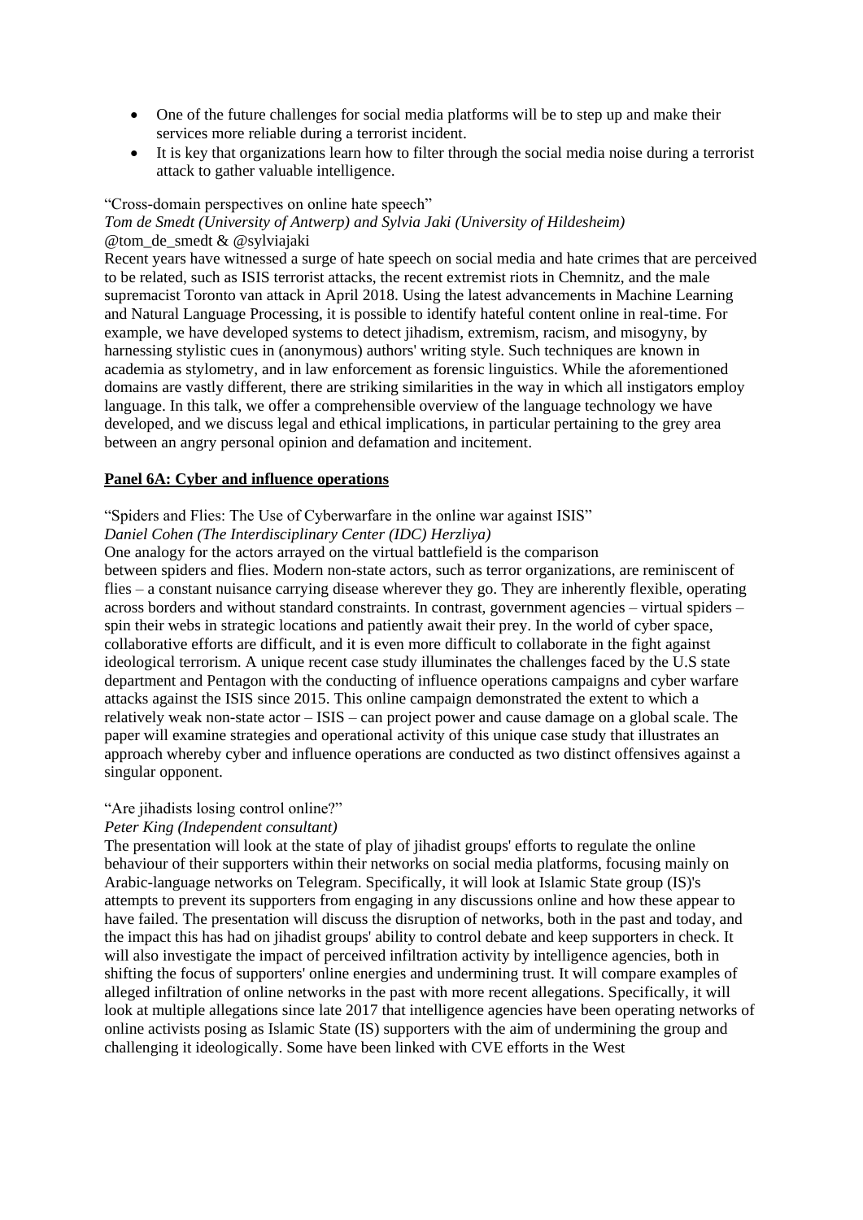- One of the future challenges for social media platforms will be to step up and make their services more reliable during a terrorist incident.
- It is key that organizations learn how to filter through the social media noise during a terrorist attack to gather valuable intelligence.

"Cross-domain perspectives on online hate speech"
*Tom de Smedt (University of Antwerp) and Sylvia Jaki (University of Hildesheim)*
@tom_de_smedt & @sylviajaki
Recent years have witnessed a surge of hate speech on social media and hate crimes that are perceived to be related, such as ISIS terrorist attacks, the recent extremist riots in Chemnitz, and the male supremacist Toronto van attack in April 2018. Using the latest advancements in Machine Learning and Natural Language Processing, it is possible to identify hateful content online in real-time. For example, we have developed systems to detect jihadism, extremism, racism, and misogyny, by harnessing stylistic cues in (anonymous) authors' writing style. Such techniques are known in academia as stylometry, and in law enforcement as forensic linguistics. While the aforementioned domains are vastly different, there are striking similarities in the way in which all instigators employ language. In this talk, we offer a comprehensible overview of the language technology we have developed, and we discuss legal and ethical implications, in particular pertaining to the grey area between an angry personal opinion and defamation and incitement.

**Panel 6A: Cyber and influence operations**

"Spiders and Flies: The Use of Cyberwarfare in the online war against ISIS"
*Daniel Cohen (The Interdisciplinary Center (IDC) Herzliya)*
One analogy for the actors arrayed on the virtual battlefield is the comparison
between spiders and flies. Modern non-state actors, such as terror organizations, are reminiscent of flies – a constant nuisance carrying disease wherever they go. They are inherently flexible, operating across borders and without standard constraints. In contrast, government agencies – virtual spiders – spin their webs in strategic locations and patiently await their prey. In the world of cyber space, collaborative efforts are difficult, and it is even more difficult to collaborate in the fight against ideological terrorism. A unique recent case study illuminates the challenges faced by the U.S state department and Pentagon with the conducting of influence operations campaigns and cyber warfare attacks against the ISIS since 2015. This online campaign demonstrated the extent to which a relatively weak non-state actor – ISIS – can project power and cause damage on a global scale. The paper will examine strategies and operational activity of this unique case study that illustrates an approach whereby cyber and influence operations are conducted as two distinct offensives against a singular opponent.

"Are jihadists losing control online?"
*Peter King (Independent consultant)*
The presentation will look at the state of play of jihadist groups' efforts to regulate the online behaviour of their supporters within their networks on social media platforms, focusing mainly on Arabic-language networks on Telegram. Specifically, it will look at Islamic State group (IS)'s attempts to prevent its supporters from engaging in any discussions online and how these appear to have failed. The presentation will discuss the disruption of networks, both in the past and today, and the impact this has had on jihadist groups' ability to control debate and keep supporters in check. It will also investigate the impact of perceived infiltration activity by intelligence agencies, both in shifting the focus of supporters' online energies and undermining trust. It will compare examples of alleged infiltration of online networks in the past with more recent allegations. Specifically, it will look at multiple allegations since late 2017 that intelligence agencies have been operating networks of online activists posing as Islamic State (IS) supporters with the aim of undermining the group and challenging it ideologically. Some have been linked with CVE efforts in the West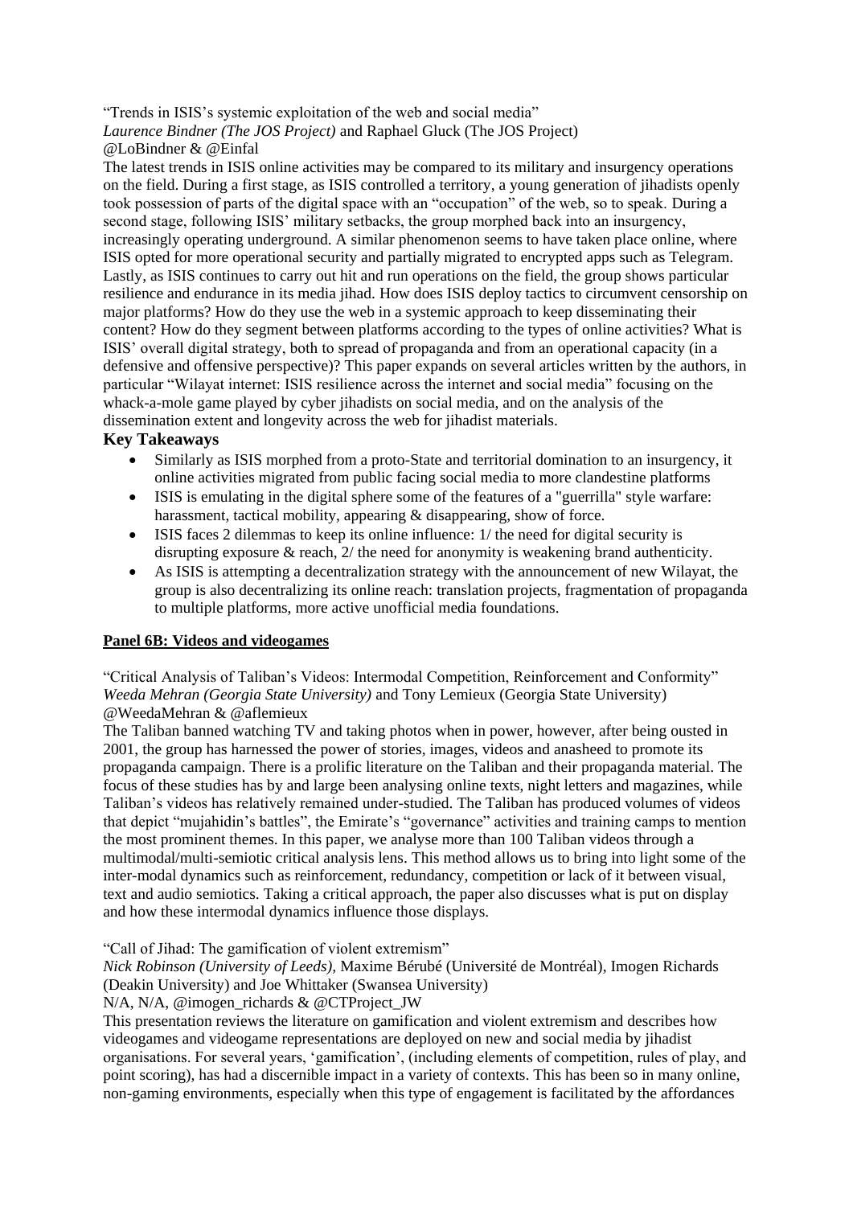"Trends in ISIS's systemic exploitation of the web and social media"
*Laurence Bindner (The JOS Project)* and Raphael Gluck (The JOS Project)
@LoBindner & @Einfal

The latest trends in ISIS online activities may be compared to its military and insurgency operations on the field. During a first stage, as ISIS controlled a territory, a young generation of jihadists openly took possession of parts of the digital space with an "occupation" of the web, so to speak. During a second stage, following ISIS' military setbacks, the group morphed back into an insurgency, increasingly operating underground. A similar phenomenon seems to have taken place online, where ISIS opted for more operational security and partially migrated to encrypted apps such as Telegram. Lastly, as ISIS continues to carry out hit and run operations on the field, the group shows particular resilience and endurance in its media jihad. How does ISIS deploy tactics to circumvent censorship on major platforms? How do they use the web in a systemic approach to keep disseminating their content? How do they segment between platforms according to the types of online activities? What is ISIS' overall digital strategy, both to spread of propaganda and from an operational capacity (in a defensive and offensive perspective)? This paper expands on several articles written by the authors, in particular "Wilayat internet: ISIS resilience across the internet and social media" focusing on the whack-a-mole game played by cyber jihadists on social media, and on the analysis of the dissemination extent and longevity across the web for jihadist materials.

### Key Takeaways

- Similarly as ISIS morphed from a proto-State and territorial domination to an insurgency, it online activities migrated from public facing social media to more clandestine platforms
- ISIS is emulating in the digital sphere some of the features of a "guerrilla" style warfare: harassment, tactical mobility, appearing & disappearing, show of force.
- ISIS faces 2 dilemmas to keep its online influence: 1/ the need for digital security is disrupting exposure & reach, 2/ the need for anonymity is weakening brand authenticity.
- As ISIS is attempting a decentralization strategy with the announcement of new Wilayat, the group is also decentralizing its online reach: translation projects, fragmentation of propaganda to multiple platforms, more active unofficial media foundations.

**Panel 6B: Videos and videogames**

"Critical Analysis of Taliban's Videos: Intermodal Competition, Reinforcement and Conformity"
*Weeda Mehran (Georgia State University)* and Tony Lemieux (Georgia State University)
@WeedaMehran & @aflemieux

The Taliban banned watching TV and taking photos when in power, however, after being ousted in 2001, the group has harnessed the power of stories, images, videos and anasheed to promote its propaganda campaign. There is a prolific literature on the Taliban and their propaganda material. The focus of these studies has by and large been analysing online texts, night letters and magazines, while Taliban's videos has relatively remained under-studied. The Taliban has produced volumes of videos that depict "mujahidin's battles", the Emirate's "governance" activities and training camps to mention the most prominent themes. In this paper, we analyse more than 100 Taliban videos through a multimodal/multi-semiotic critical analysis lens. This method allows us to bring into light some of the inter-modal dynamics such as reinforcement, redundancy, competition or lack of it between visual, text and audio semiotics. Taking a critical approach, the paper also discusses what is put on display and how these intermodal dynamics influence those displays.

"Call of Jihad: The gamification of violent extremism"
*Nick Robinson (University of Leeds),* Maxime Bérubé (Université de Montréal), Imogen Richards (Deakin University) and Joe Whittaker (Swansea University)
N/A, N/A, @imogen_richards & @CTProject_JW

This presentation reviews the literature on gamification and violent extremism and describes how videogames and videogame representations are deployed on new and social media by jihadist organisations. For several years, 'gamification', (including elements of competition, rules of play, and point scoring), has had a discernible impact in a variety of contexts. This has been so in many online, non-gaming environments, especially when this type of engagement is facilitated by the affordances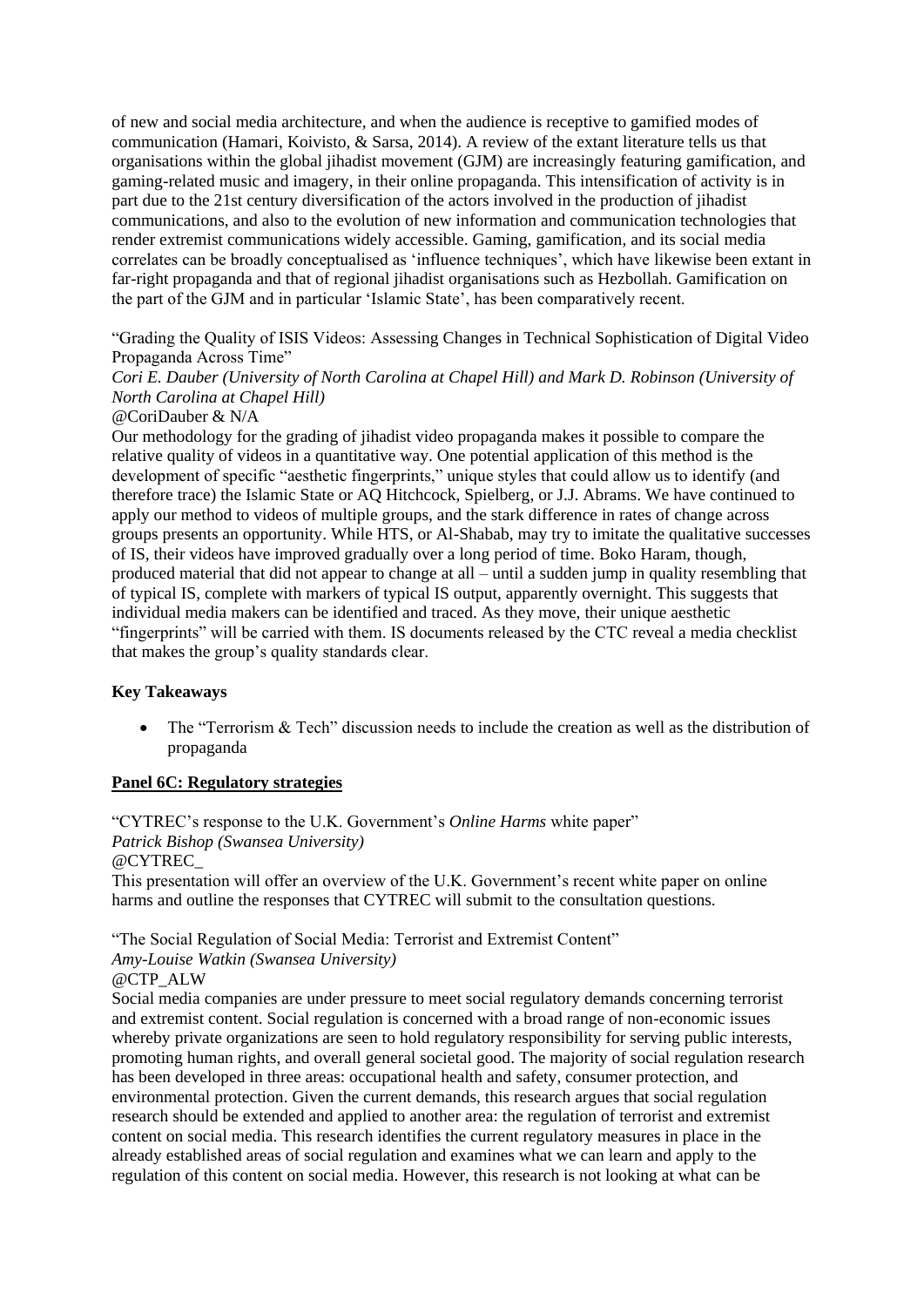of new and social media architecture, and when the audience is receptive to gamified modes of communication (Hamari, Koivisto, & Sarsa, 2014). A review of the extant literature tells us that organisations within the global jihadist movement (GJM) are increasingly featuring gamification, and gaming-related music and imagery, in their online propaganda. This intensification of activity is in part due to the 21st century diversification of the actors involved in the production of jihadist communications, and also to the evolution of new information and communication technologies that render extremist communications widely accessible. Gaming, gamification, and its social media correlates can be broadly conceptualised as 'influence techniques', which have likewise been extant in far-right propaganda and that of regional jihadist organisations such as Hezbollah. Gamification on the part of the GJM and in particular 'Islamic State', has been comparatively recent.

"Grading the Quality of ISIS Videos: Assessing Changes in Technical Sophistication of Digital Video Propaganda Across Time"
*Cori E. Dauber (University of North Carolina at Chapel Hill) and Mark D. Robinson (University of North Carolina at Chapel Hill)*
@CoriDauber & N/A
Our methodology for the grading of jihadist video propaganda makes it possible to compare the relative quality of videos in a quantitative way. One potential application of this method is the development of specific "aesthetic fingerprints," unique styles that could allow us to identify (and therefore trace) the Islamic State or AQ Hitchcock, Spielberg, or J.J. Abrams. We have continued to apply our method to videos of multiple groups, and the stark difference in rates of change across groups presents an opportunity. While HTS, or Al-Shabab, may try to imitate the qualitative successes of IS, their videos have improved gradually over a long period of time. Boko Haram, though, produced material that did not appear to change at all – until a sudden jump in quality resembling that of typical IS, complete with markers of typical IS output, apparently overnight. This suggests that individual media makers can be identified and traced. As they move, their unique aesthetic "fingerprints" will be carried with them. IS documents released by the CTC reveal a media checklist that makes the group's quality standards clear.

**Key Takeaways**

- The "Terrorism & Tech" discussion needs to include the creation as well as the distribution of propaganda

**Panel 6C: Regulatory strategies**

"CYTREC's response to the U.K. Government's *Online Harms* white paper"
*Patrick Bishop (Swansea University)*
@CYTREC_
This presentation will offer an overview of the U.K. Government's recent white paper on online harms and outline the responses that CYTREC will submit to the consultation questions.

"The Social Regulation of Social Media: Terrorist and Extremist Content"
*Amy-Louise Watkin (Swansea University)*
@CTP_ALW
Social media companies are under pressure to meet social regulatory demands concerning terrorist and extremist content. Social regulation is concerned with a broad range of non-economic issues whereby private organizations are seen to hold regulatory responsibility for serving public interests, promoting human rights, and overall general societal good. The majority of social regulation research has been developed in three areas: occupational health and safety, consumer protection, and environmental protection. Given the current demands, this research argues that social regulation research should be extended and applied to another area: the regulation of terrorist and extremist content on social media. This research identifies the current regulatory measures in place in the already established areas of social regulation and examines what we can learn and apply to the regulation of this content on social media. However, this research is not looking at what can be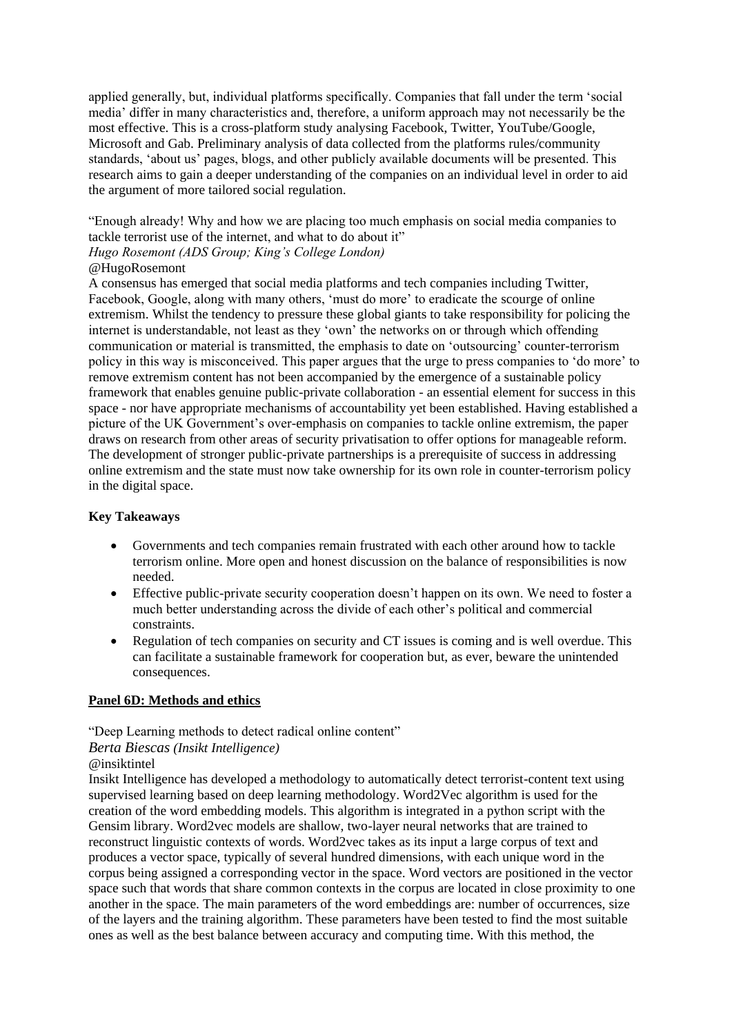applied generally, but, individual platforms specifically. Companies that fall under the term 'social media' differ in many characteristics and, therefore, a uniform approach may not necessarily be the most effective. This is a cross-platform study analysing Facebook, Twitter, YouTube/Google, Microsoft and Gab. Preliminary analysis of data collected from the platforms rules/community standards, 'about us' pages, blogs, and other publicly available documents will be presented. This research aims to gain a deeper understanding of the companies on an individual level in order to aid the argument of more tailored social regulation.

"Enough already! Why and how we are placing too much emphasis on social media companies to tackle terrorist use of the internet, and what to do about it"
*Hugo Rosemont (ADS Group; King's College London)*
@HugoRosemont
A consensus has emerged that social media platforms and tech companies including Twitter, Facebook, Google, along with many others, 'must do more' to eradicate the scourge of online extremism. Whilst the tendency to pressure these global giants to take responsibility for policing the internet is understandable, not least as they 'own' the networks on or through which offending communication or material is transmitted, the emphasis to date on 'outsourcing' counter-terrorism policy in this way is misconceived. This paper argues that the urge to press companies to 'do more' to remove extremism content has not been accompanied by the emergence of a sustainable policy framework that enables genuine public-private collaboration - an essential element for success in this space - nor have appropriate mechanisms of accountability yet been established. Having established a picture of the UK Government's over-emphasis on companies to tackle online extremism, the paper draws on research from other areas of security privatisation to offer options for manageable reform. The development of stronger public-private partnerships is a prerequisite of success in addressing online extremism and the state must now take ownership for its own role in counter-terrorism policy in the digital space.

**Key Takeaways**

- Governments and tech companies remain frustrated with each other around how to tackle terrorism online. More open and honest discussion on the balance of responsibilities is now needed.
- Effective public-private security cooperation doesn't happen on its own. We need to foster a much better understanding across the divide of each other's political and commercial constraints.
- Regulation of tech companies on security and CT issues is coming and is well overdue. This can facilitate a sustainable framework for cooperation but, as ever, beware the unintended consequences.

**Panel 6D: Methods and ethics**

"Deep Learning methods to detect radical online content"
*Berta Biescas (Insikt Intelligence)*
@insiktintel
Insikt Intelligence has developed a methodology to automatically detect terrorist-content text using supervised learning based on deep learning methodology. Word2Vec algorithm is used for the creation of the word embedding models. This algorithm is integrated in a python script with the Gensim library. Word2vec models are shallow, two-layer neural networks that are trained to reconstruct linguistic contexts of words. Word2vec takes as its input a large corpus of text and produces a vector space, typically of several hundred dimensions, with each unique word in the corpus being assigned a corresponding vector in the space. Word vectors are positioned in the vector space such that words that share common contexts in the corpus are located in close proximity to one another in the space. The main parameters of the word embeddings are: number of occurrences, size of the layers and the training algorithm. These parameters have been tested to find the most suitable ones as well as the best balance between accuracy and computing time. With this method, the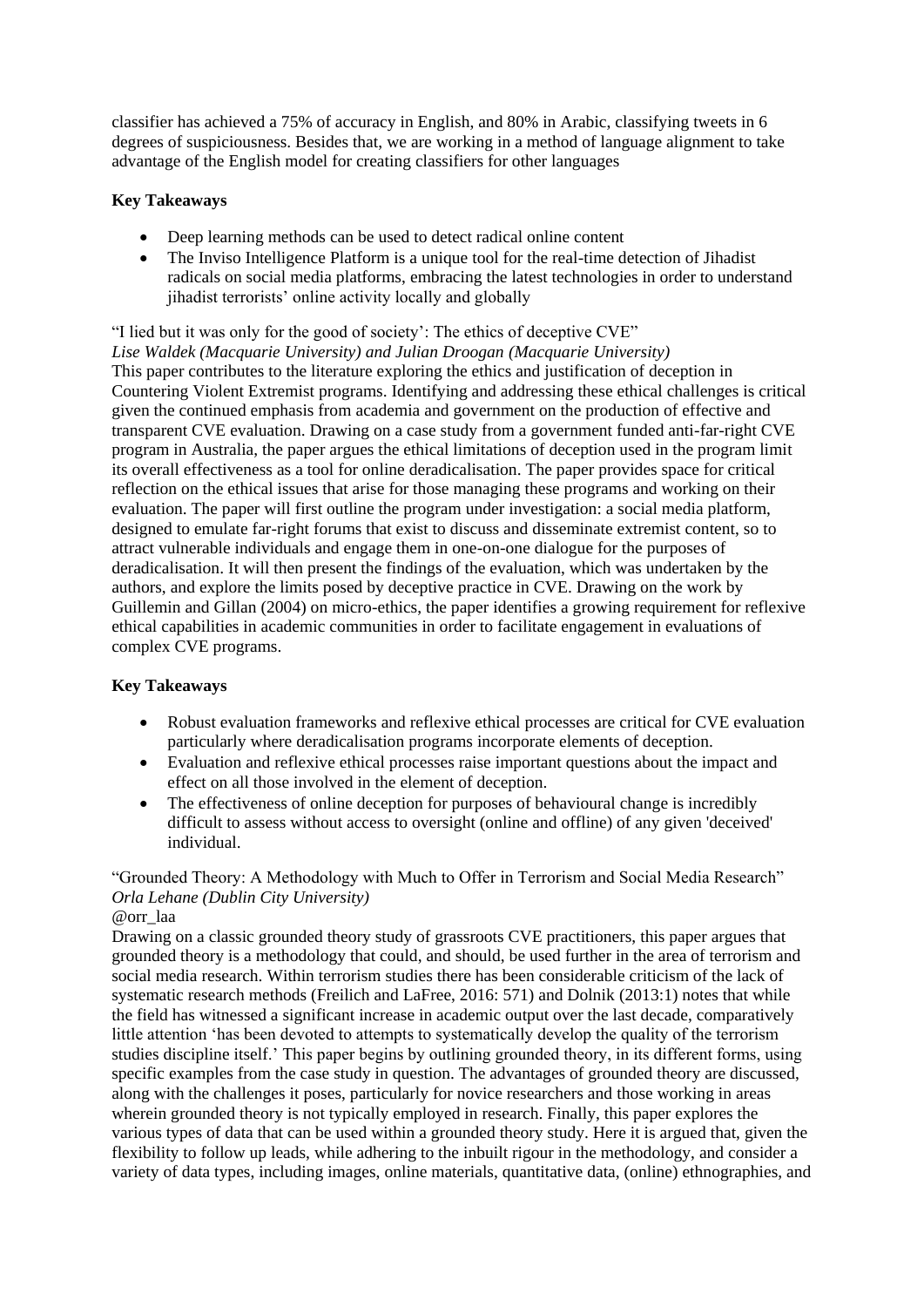classifier has achieved a 75% of accuracy in English, and 80% in Arabic, classifying tweets in 6 degrees of suspiciousness. Besides that, we are working in a method of language alignment to take advantage of the English model for creating classifiers for other languages

**Key Takeaways**

- Deep learning methods can be used to detect radical online content
- The Inviso Intelligence Platform is a unique tool for the real-time detection of Jihadist radicals on social media platforms, embracing the latest technologies in order to understand jihadist terrorists' online activity locally and globally

"I lied but it was only for the good of society': The ethics of deceptive CVE"
*Lise Waldek (Macquarie University) and Julian Droogan (Macquarie University)*
This paper contributes to the literature exploring the ethics and justification of deception in Countering Violent Extremist programs. Identifying and addressing these ethical challenges is critical given the continued emphasis from academia and government on the production of effective and transparent CVE evaluation. Drawing on a case study from a government funded anti-far-right CVE program in Australia, the paper argues the ethical limitations of deception used in the program limit its overall effectiveness as a tool for online deradicalisation. The paper provides space for critical reflection on the ethical issues that arise for those managing these programs and working on their evaluation. The paper will first outline the program under investigation: a social media platform, designed to emulate far-right forums that exist to discuss and disseminate extremist content, so to attract vulnerable individuals and engage them in one-on-one dialogue for the purposes of deradicalisation. It will then present the findings of the evaluation, which was undertaken by the authors, and explore the limits posed by deceptive practice in CVE. Drawing on the work by Guillemin and Gillan (2004) on micro-ethics, the paper identifies a growing requirement for reflexive ethical capabilities in academic communities in order to facilitate engagement in evaluations of complex CVE programs.

**Key Takeaways**

- Robust evaluation frameworks and reflexive ethical processes are critical for CVE evaluation particularly where deradicalisation programs incorporate elements of deception.
- Evaluation and reflexive ethical processes raise important questions about the impact and effect on all those involved in the element of deception.
- The effectiveness of online deception for purposes of behavioural change is incredibly difficult to assess without access to oversight (online and offline) of any given 'deceived' individual.

"Grounded Theory: A Methodology with Much to Offer in Terrorism and Social Media Research"
*Orla Lehane (Dublin City University)*
@orr_laa
Drawing on a classic grounded theory study of grassroots CVE practitioners, this paper argues that grounded theory is a methodology that could, and should, be used further in the area of terrorism and social media research. Within terrorism studies there has been considerable criticism of the lack of systematic research methods (Freilich and LaFree, 2016: 571) and Dolnik (2013:1) notes that while the field has witnessed a significant increase in academic output over the last decade, comparatively little attention 'has been devoted to attempts to systematically develop the quality of the terrorism studies discipline itself.' This paper begins by outlining grounded theory, in its different forms, using specific examples from the case study in question. The advantages of grounded theory are discussed, along with the challenges it poses, particularly for novice researchers and those working in areas wherein grounded theory is not typically employed in research. Finally, this paper explores the various types of data that can be used within a grounded theory study. Here it is argued that, given the flexibility to follow up leads, while adhering to the inbuilt rigour in the methodology, and consider a variety of data types, including images, online materials, quantitative data, (online) ethnographies, and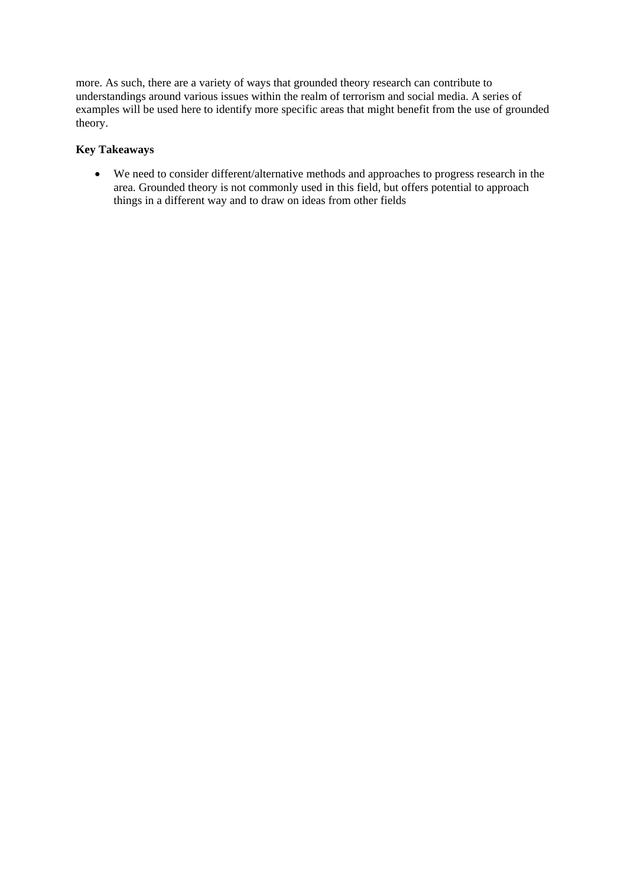more. As such, there are a variety of ways that grounded theory research can contribute to understandings around various issues within the realm of terrorism and social media. A series of examples will be used here to identify more specific areas that might benefit from the use of grounded theory.

**Key Takeaways**

- We need to consider different/alternative methods and approaches to progress research in the area. Grounded theory is not commonly used in this field, but offers potential to approach things in a different way and to draw on ideas from other fields